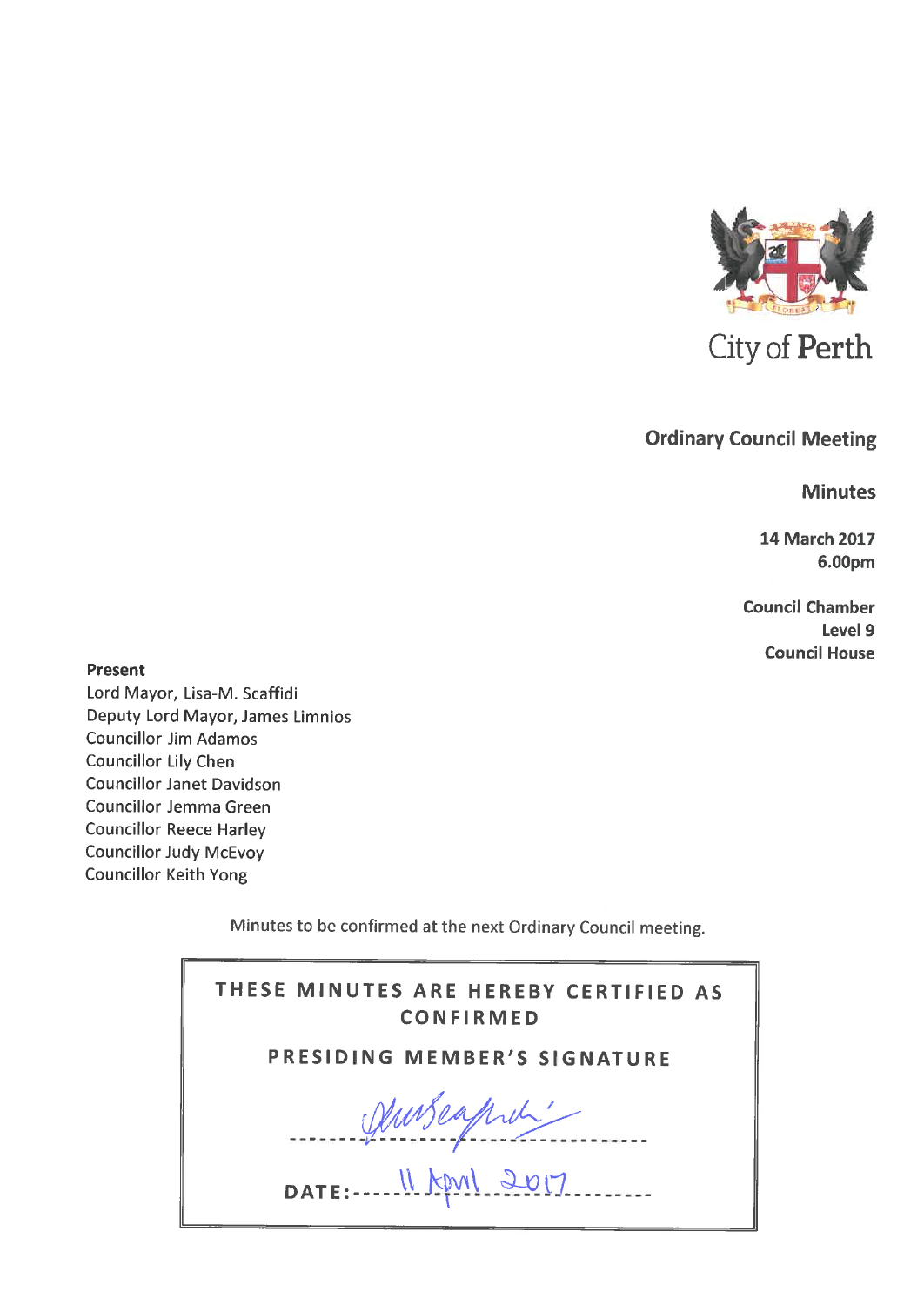City of Perth

# Ordinary Council Meeting

## Minutes

**14 March 2017**
**6.00pm**

**Council Chamber**
**Level 9**
**Council House**

**Present**

Lord Mayor, Lisa-M. Scaffidi
Deputy Lord Mayor, James Limnios
Councillor Jim Adamos
Councillor Lily Chen
Councillor Janet Davidson
Councillor Jemma Green
Councillor Reece Harley
Councillor Judy McEvoy
Councillor Keith Yong

Minutes to be confirmed at the next Ordinary Council meeting.

THESE MINUTES ARE HEREBY CERTIFIED AS CONFIRMED

PRESIDING MEMBER'S SIGNATURE

---------------------------------------

DATE: 11 April 2017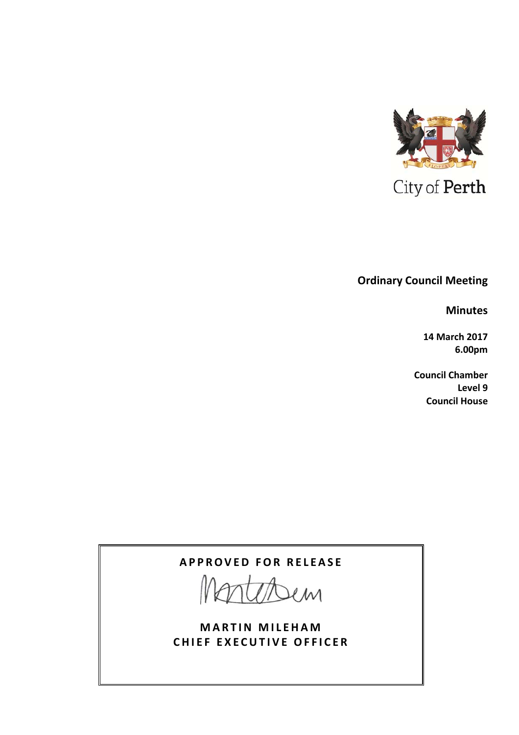City of Perth

**Ordinary Council Meeting**

**Minutes**

**14 March 2017**
**6.00pm**

**Council Chamber**
**Level 9**
**Council House**

**APPROVED FOR RELEASE**

**MARTIN MILEHAM**
**CHIEF EXECUTIVE OFFICER**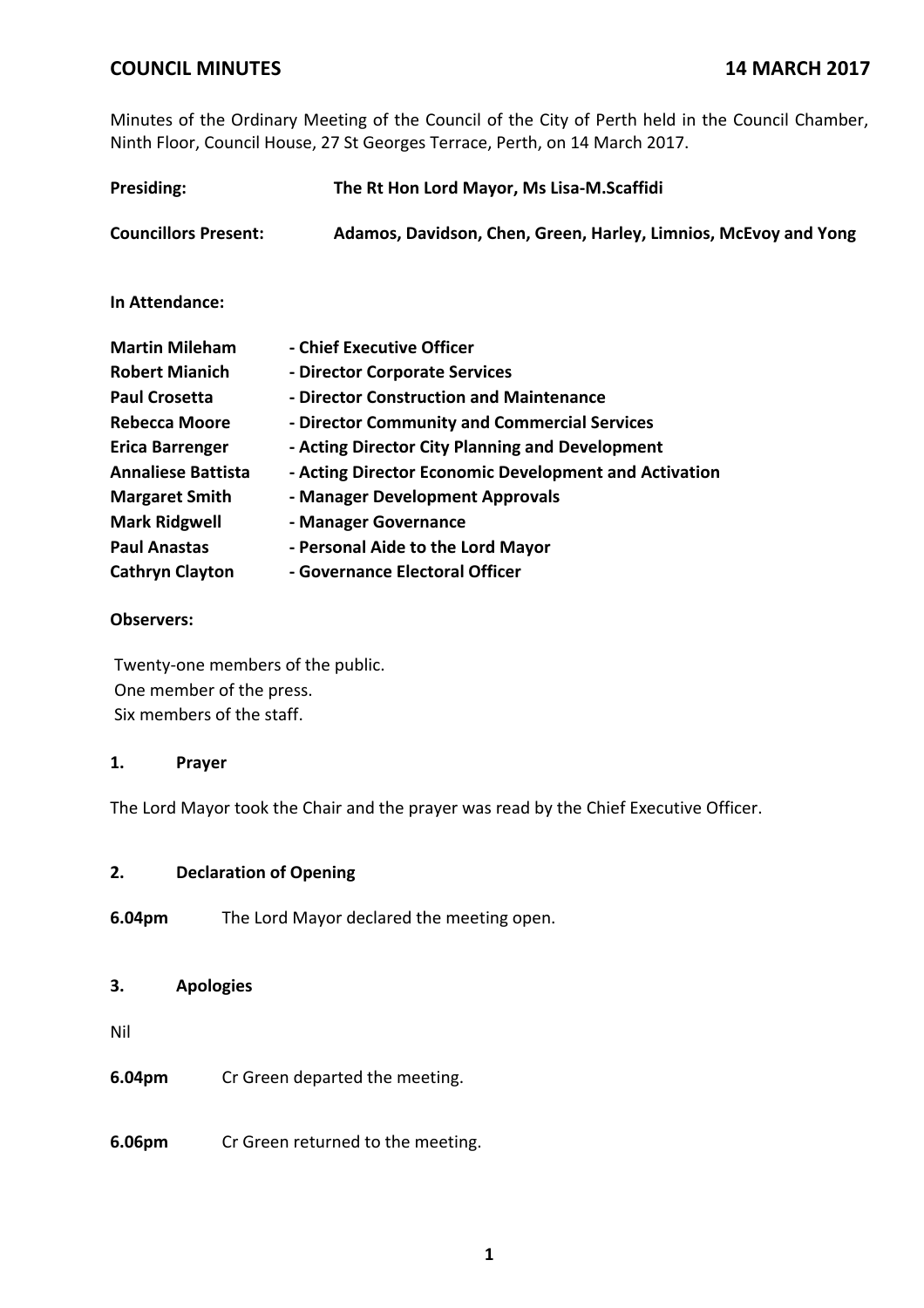# COUNCIL MINUTES 14 MARCH 2017

Minutes of the Ordinary Meeting of the Council of the City of Perth held in the Council Chamber, Ninth Floor, Council House, 27 St Georges Terrace, Perth, on 14 March 2017.

**Presiding:** **The Rt Hon Lord Mayor, Ms Lisa-M.Scaffidi**

**Councillors Present:** **Adamos, Davidson, Chen, Green, Harley, Limnios, McEvoy and Yong**

**In Attendance:**

| | |
|---|---|
| **Martin Mileham** | **- Chief Executive Officer** |
| **Robert Mianich** | **- Director Corporate Services** |
| **Paul Crosetta** | **- Director Construction and Maintenance** |
| **Rebecca Moore** | **- Director Community and Commercial Services** |
| **Erica Barrenger** | **- Acting Director City Planning and Development** |
| **Annaliese Battista** | **- Acting Director Economic Development and Activation** |
| **Margaret Smith** | **- Manager Development Approvals** |
| **Mark Ridgwell** | **- Manager Governance** |
| **Paul Anastas** | **- Personal Aide to the Lord Mayor** |
| **Cathryn Clayton** | **- Governance Electoral Officer** |

**Observers:**

Twenty-one members of the public.
One member of the press.
Six members of the staff.

## 1. Prayer

The Lord Mayor took the Chair and the prayer was read by the Chief Executive Officer.

## 2. Declaration of Opening

**6.04pm** The Lord Mayor declared the meeting open.

## 3. Apologies

Nil

**6.04pm** Cr Green departed the meeting.

**6.06pm** Cr Green returned to the meeting.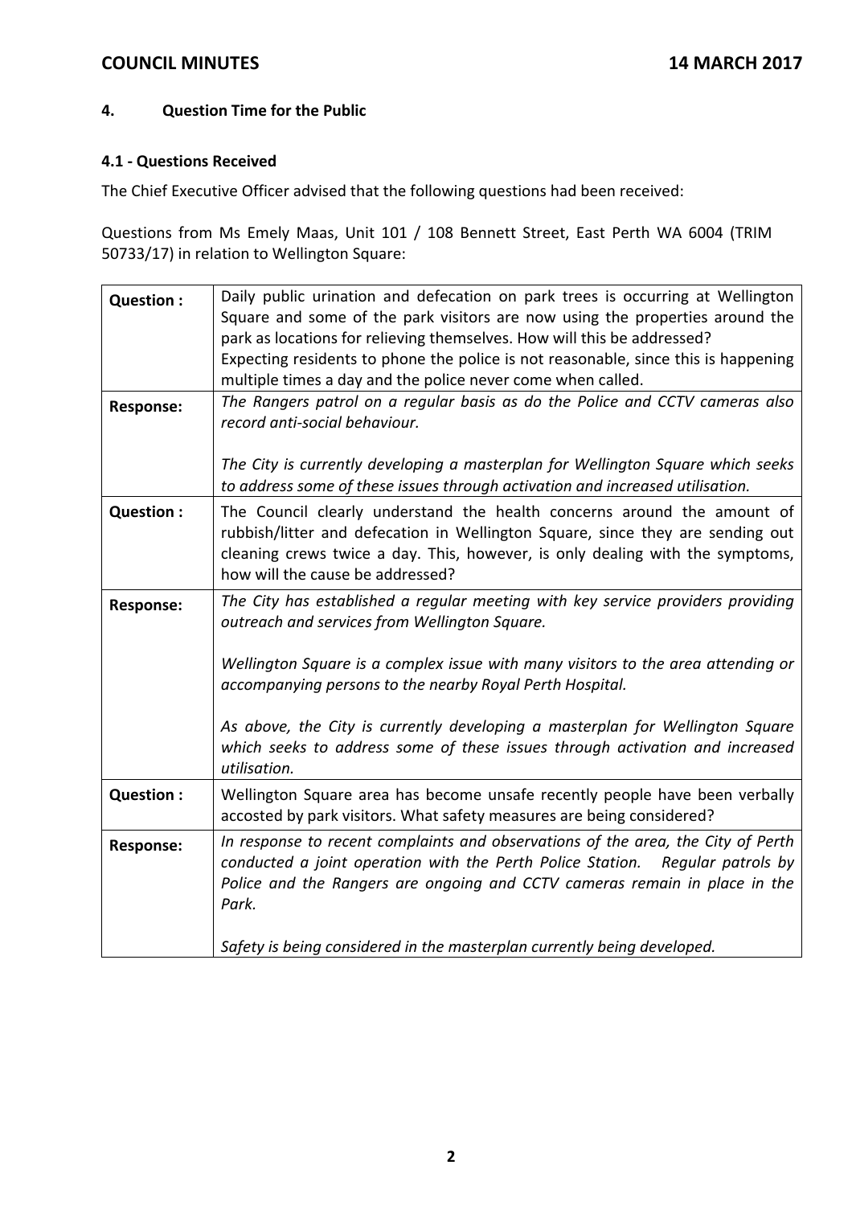## 4. Question Time for the Public

### 4.1 - Questions Received

The Chief Executive Officer advised that the following questions had been received:

Questions from Ms Emely Maas, Unit 101 / 108 Bennett Street, East Perth WA 6004 (TRIM 50733/17) in relation to Wellington Square:

| | |
|---|---|
| **Question :** | Daily public urination and defecation on park trees is occurring at Wellington Square and some of the park visitors are now using the properties around the park as locations for relieving themselves. How will this be addressed?<br>Expecting residents to phone the police is not reasonable, since this is happening multiple times a day and the police never come when called. |
| **Response:** | *The Rangers patrol on a regular basis as do the Police and CCTV cameras also record anti-social behaviour.*<br><br>*The City is currently developing a masterplan for Wellington Square which seeks to address some of these issues through activation and increased utilisation.* |
| **Question :** | The Council clearly understand the health concerns around the amount of rubbish/litter and defecation in Wellington Square, since they are sending out cleaning crews twice a day. This, however, is only dealing with the symptoms, how will the cause be addressed? |
| **Response:** | *The City has established a regular meeting with key service providers providing outreach and services from Wellington Square.*<br><br>*Wellington Square is a complex issue with many visitors to the area attending or accompanying persons to the nearby Royal Perth Hospital.*<br><br>*As above, the City is currently developing a masterplan for Wellington Square which seeks to address some of these issues through activation and increased utilisation.* |
| **Question :** | Wellington Square area has become unsafe recently people have been verbally accosted by park visitors. What safety measures are being considered? |
| **Response:** | *In response to recent complaints and observations of the area, the City of Perth conducted a joint operation with the Perth Police Station. Regular patrols by Police and the Rangers are ongoing and CCTV cameras remain in place in the Park.*<br><br>*Safety is being considered in the masterplan currently being developed.* |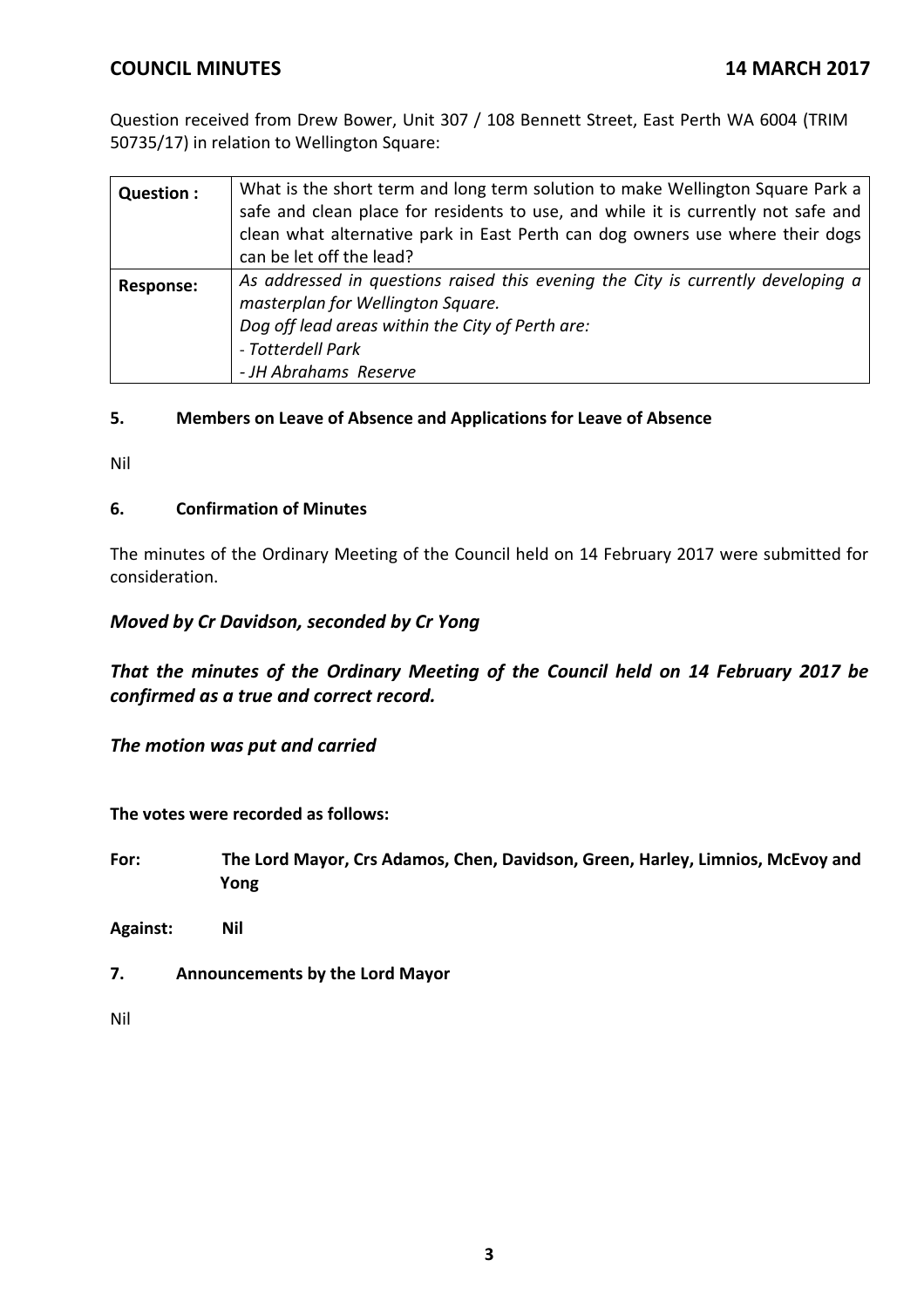Question received from Drew Bower, Unit 307 / 108 Bennett Street, East Perth WA 6004 (TRIM 50735/17) in relation to Wellington Square:

| **Question :** | What is the short term and long term solution to make Wellington Square Park a safe and clean place for residents to use, and while it is currently not safe and clean what alternative park in East Perth can dog owners use where their dogs can be let off the lead? |
|---|---|
| **Response:** | *As addressed in questions raised this evening the City is currently developing a masterplan for Wellington Square.*<br>*Dog off lead areas within the City of Perth are:*<br>*- Totterdell Park*<br>*- JH Abrahams Reserve* |

### 5. Members on Leave of Absence and Applications for Leave of Absence

Nil

### 6. Confirmation of Minutes

The minutes of the Ordinary Meeting of the Council held on 14 February 2017 were submitted for consideration.

***Moved by Cr Davidson, seconded by Cr Yong***

***That the minutes of the Ordinary Meeting of the Council held on 14 February 2017 be confirmed as a true and correct record.***

***The motion was put and carried***

**The votes were recorded as follows:**

**For:** **The Lord Mayor, Crs Adamos, Chen, Davidson, Green, Harley, Limnios, McEvoy and Yong**

**Against:** **Nil**

### 7. Announcements by the Lord Mayor

Nil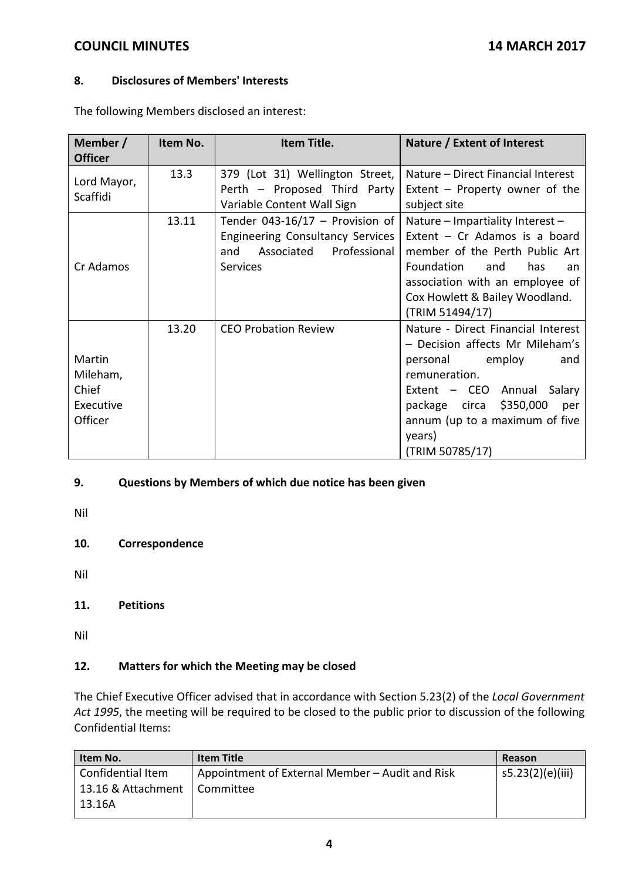## 8. Disclosures of Members' Interests

The following Members disclosed an interest:

| Member / Officer | Item No. | Item Title. | Nature / Extent of Interest |
|---|---|---|---|
| Lord Mayor, Scaffidi | 13.3 | 379 (Lot 31) Wellington Street, Perth – Proposed Third Party Variable Content Wall Sign | Nature – Direct Financial Interest Extent – Property owner of the subject site |
| Cr Adamos | 13.11 | Tender 043-16/17 – Provision of Engineering Consultancy Services and Associated Professional Services | Nature – Impartiality Interest – Extent – Cr Adamos is a board member of the Perth Public Art Foundation and has an association with an employee of Cox Howlett & Bailey Woodland. (TRIM 51494/17) |
| Martin Mileham, Chief Executive Officer | 13.20 | CEO Probation Review | Nature - Direct Financial Interest – Decision affects Mr Mileham's personal employ and remuneration. Extent – CEO Annual Salary package circa $350,000 per annum (up to a maximum of five years) (TRIM 50785/17) |

## 9. Questions by Members of which due notice has been given

Nil

## 10. Correspondence

Nil

## 11. Petitions

Nil

## 12. Matters for which the Meeting may be closed

The Chief Executive Officer advised that in accordance with Section 5.23(2) of the *Local Government Act 1995*, the meeting will be required to be closed to the public prior to discussion of the following Confidential Items:

| Item No. | Item Title | Reason |
|---|---|---|
| Confidential Item 13.16 & Attachment 13.16A | Appointment of External Member – Audit and Risk Committee | s5.23(2)(e)(iii) |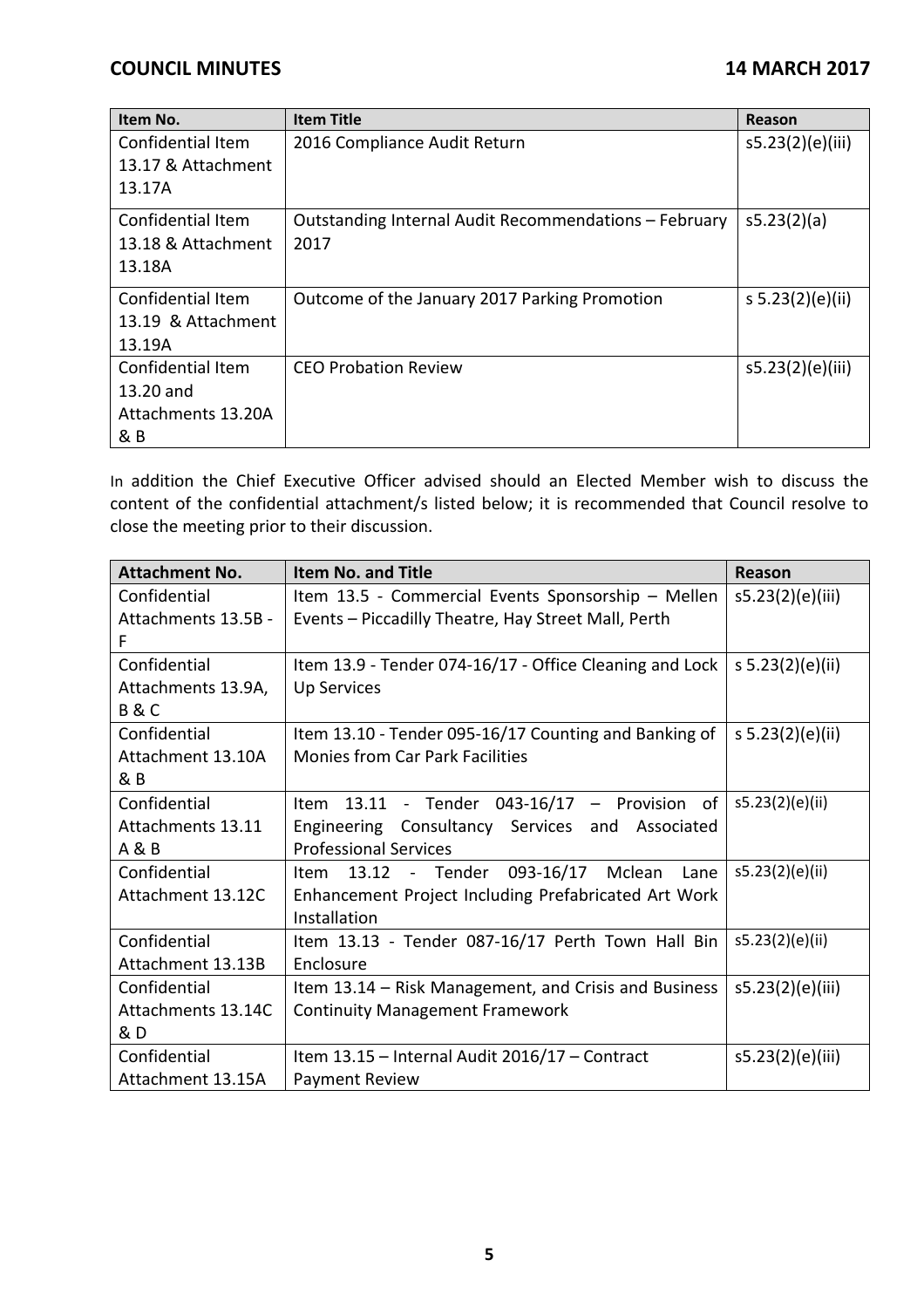| Item No. | Item Title | Reason |
| --- | --- | --- |
| Confidential Item 13.17 & Attachment 13.17A | 2016 Compliance Audit Return | s5.23(2)(e)(iii) |
| Confidential Item 13.18 & Attachment 13.18A | Outstanding Internal Audit Recommendations – February 2017 | s5.23(2)(a) |
| Confidential Item 13.19 & Attachment 13.19A | Outcome of the January 2017 Parking Promotion | s 5.23(2)(e)(ii) |
| Confidential Item 13.20 and Attachments 13.20A & B | CEO Probation Review | s5.23(2)(e)(iii) |

In addition the Chief Executive Officer advised should an Elected Member wish to discuss the content of the confidential attachment/s listed below; it is recommended that Council resolve to close the meeting prior to their discussion.

| Attachment No. | Item No. and Title | Reason |
| --- | --- | --- |
| Confidential Attachments 13.5B - F | Item 13.5 - Commercial Events Sponsorship – Mellen Events – Piccadilly Theatre, Hay Street Mall, Perth | s5.23(2)(e)(iii) |
| Confidential Attachments 13.9A, B & C | Item 13.9 - Tender 074-16/17 - Office Cleaning and Lock Up Services | s 5.23(2)(e)(ii) |
| Confidential Attachment 13.10A & B | Item 13.10 - Tender 095-16/17 Counting and Banking of Monies from Car Park Facilities | s 5.23(2)(e)(ii) |
| Confidential Attachments 13.11 A & B | Item 13.11 - Tender 043-16/17 – Provision of Engineering Consultancy Services and Associated Professional Services | s5.23(2)(e)(ii) |
| Confidential Attachment 13.12C | Item 13.12 - Tender 093-16/17 Mclean Lane Enhancement Project Including Prefabricated Art Work Installation | s5.23(2)(e)(ii) |
| Confidential Attachment 13.13B | Item 13.13 - Tender 087-16/17 Perth Town Hall Bin Enclosure | s5.23(2)(e)(ii) |
| Confidential Attachments 13.14C & D | Item 13.14 – Risk Management, and Crisis and Business Continuity Management Framework | s5.23(2)(e)(iii) |
| Confidential Attachment 13.15A | Item 13.15 – Internal Audit 2016/17 – Contract Payment Review | s5.23(2)(e)(iii) |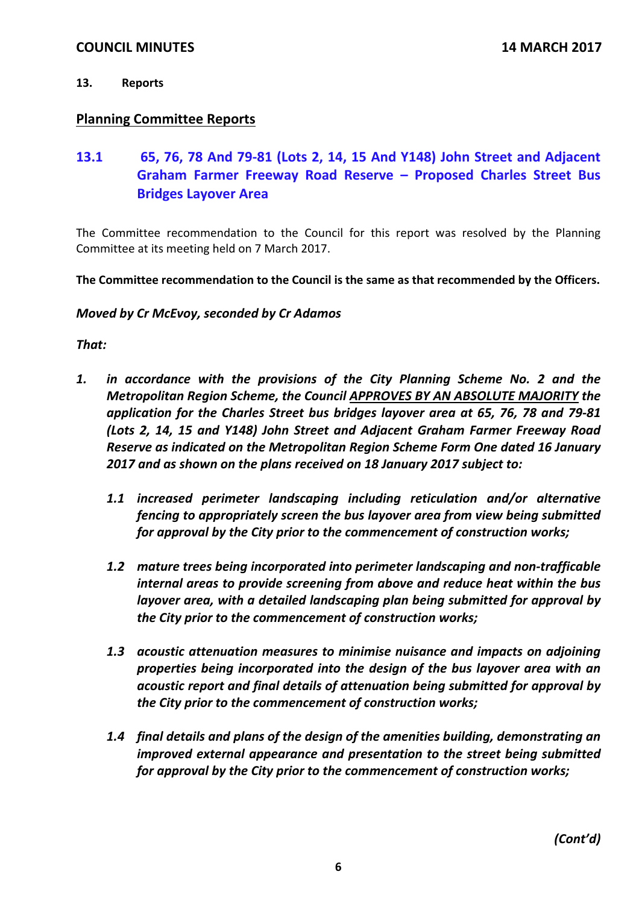## 13. Reports

## Planning Committee Reports

### 13.1 65, 76, 78 And 79-81 (Lots 2, 14, 15 And Y148) John Street and Adjacent Graham Farmer Freeway Road Reserve – Proposed Charles Street Bus Bridges Layover Area

The Committee recommendation to the Council for this report was resolved by the Planning Committee at its meeting held on 7 March 2017.

**The Committee recommendation to the Council is the same as that recommended by the Officers.**

***Moved by Cr McEvoy, seconded by Cr Adamos***

***That:***

1. ***in accordance with the provisions of the City Planning Scheme No. 2 and the Metropolitan Region Scheme, the Council <u>APPROVES BY AN ABSOLUTE MAJORITY</u> the application for the Charles Street bus bridges layover area at 65, 76, 78 and 79-81 (Lots 2, 14, 15 and Y148) John Street and Adjacent Graham Farmer Freeway Road Reserve as indicated on the Metropolitan Region Scheme Form One dated 16 January 2017 and as shown on the plans received on 18 January 2017 subject to:***

   ***1.1 increased perimeter landscaping including reticulation and/or alternative fencing to appropriately screen the bus layover area from view being submitted for approval by the City prior to the commencement of construction works;***

   ***1.2 mature trees being incorporated into perimeter landscaping and non-trafficable internal areas to provide screening from above and reduce heat within the bus layover area, with a detailed landscaping plan being submitted for approval by the City prior to the commencement of construction works;***

   ***1.3 acoustic attenuation measures to minimise nuisance and impacts on adjoining properties being incorporated into the design of the bus layover area with an acoustic report and final details of attenuation being submitted for approval by the City prior to the commencement of construction works;***

   ***1.4 final details and plans of the design of the amenities building, demonstrating an improved external appearance and presentation to the street being submitted for approval by the City prior to the commencement of construction works;***

***(Cont'd)***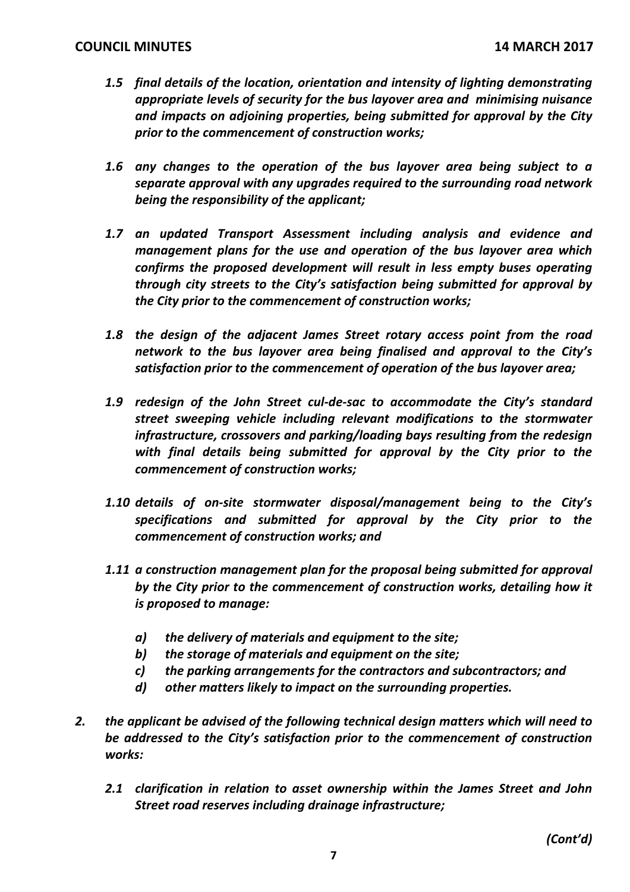*1.5 final details of the location, orientation and intensity of lighting demonstrating appropriate levels of security for the bus layover area and minimising nuisance and impacts on adjoining properties, being submitted for approval by the City prior to the commencement of construction works;*

*1.6 any changes to the operation of the bus layover area being subject to a separate approval with any upgrades required to the surrounding road network being the responsibility of the applicant;*

*1.7 an updated Transport Assessment including analysis and evidence and management plans for the use and operation of the bus layover area which confirms the proposed development will result in less empty buses operating through city streets to the City's satisfaction being submitted for approval by the City prior to the commencement of construction works;*

*1.8 the design of the adjacent James Street rotary access point from the road network to the bus layover area being finalised and approval to the City's satisfaction prior to the commencement of operation of the bus layover area;*

*1.9 redesign of the John Street cul-de-sac to accommodate the City's standard street sweeping vehicle including relevant modifications to the stormwater infrastructure, crossovers and parking/loading bays resulting from the redesign with final details being submitted for approval by the City prior to the commencement of construction works;*

*1.10 details of on-site stormwater disposal/management being to the City's specifications and submitted for approval by the City prior to the commencement of construction works; and*

*1.11 a construction management plan for the proposal being submitted for approval by the City prior to the commencement of construction works, detailing how it is proposed to manage:*

*a) the delivery of materials and equipment to the site;*
*b) the storage of materials and equipment on the site;*
*c) the parking arrangements for the contractors and subcontractors; and*
*d) other matters likely to impact on the surrounding properties.*

*2. the applicant be advised of the following technical design matters which will need to be addressed to the City's satisfaction prior to the commencement of construction works:*

*2.1 clarification in relation to asset ownership within the James Street and John Street road reserves including drainage infrastructure;*

*(Cont'd)*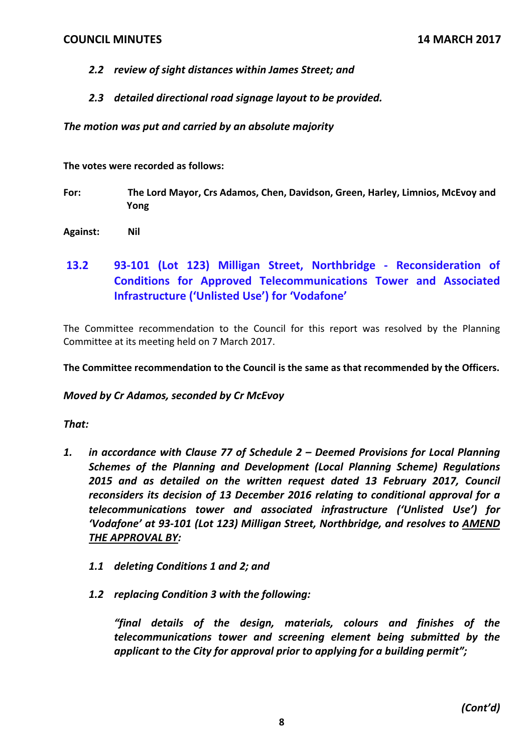*2.2 review of sight distances within James Street; and*

*2.3 detailed directional road signage layout to be provided.*

*The motion was put and carried by an absolute majority*

**The votes were recorded as follows:**

**For:** **The Lord Mayor, Crs Adamos, Chen, Davidson, Green, Harley, Limnios, McEvoy and Yong**

**Against:** **Nil**

## 13.2 93-101 (Lot 123) Milligan Street, Northbridge - Reconsideration of Conditions for Approved Telecommunications Tower and Associated Infrastructure ('Unlisted Use') for 'Vodafone'

The Committee recommendation to the Council for this report was resolved by the Planning Committee at its meeting held on 7 March 2017.

**The Committee recommendation to the Council is the same as that recommended by the Officers.**

*Moved by Cr Adamos, seconded by Cr McEvoy*

*That:*

1. *in accordance with Clause 77 of Schedule 2 – Deemed Provisions for Local Planning Schemes of the Planning and Development (Local Planning Scheme) Regulations 2015 and as detailed on the written request dated 13 February 2017, Council reconsiders its decision of 13 December 2016 relating to conditional approval for a telecommunications tower and associated infrastructure ('Unlisted Use') for 'Vodafone' at 93-101 (Lot 123) Milligan Street, Northbridge, and resolves to* ***AMEND THE APPROVAL BY:***

   *1.1 deleting Conditions 1 and 2; and*

   *1.2 replacing Condition 3 with the following:*

   *"final details of the design, materials, colours and finishes of the telecommunications tower and screening element being submitted by the applicant to the City for approval prior to applying for a building permit";*

*(Cont'd)*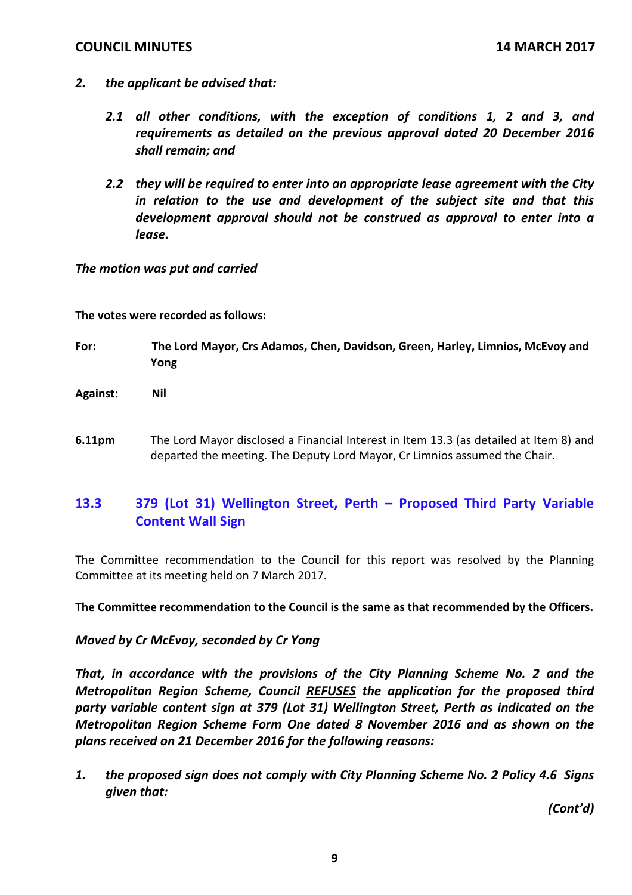*2. the applicant be advised that:*

*2.1 all other conditions, with the exception of conditions 1, 2 and 3, and requirements as detailed on the previous approval dated 20 December 2016 shall remain; and*

*2.2 they will be required to enter into an appropriate lease agreement with the City in relation to the use and development of the subject site and that this development approval should not be construed as approval to enter into a lease.*

*The motion was put and carried*

**The votes were recorded as follows:**

**For:** **The Lord Mayor, Crs Adamos, Chen, Davidson, Green, Harley, Limnios, McEvoy and Yong**

**Against:** **Nil**

**6.11pm** The Lord Mayor disclosed a Financial Interest in Item 13.3 (as detailed at Item 8) and departed the meeting. The Deputy Lord Mayor, Cr Limnios assumed the Chair.

## 13.3 379 (Lot 31) Wellington Street, Perth – Proposed Third Party Variable Content Wall Sign

The Committee recommendation to the Council for this report was resolved by the Planning Committee at its meeting held on 7 March 2017.

**The Committee recommendation to the Council is the same as that recommended by the Officers.**

*Moved by Cr McEvoy, seconded by Cr Yong*

***That, in accordance with the provisions of the City Planning Scheme No. 2 and the Metropolitan Region Scheme, Council <u>REFUSES</u> the application for the proposed third party variable content sign at 379 (Lot 31) Wellington Street, Perth as indicated on the Metropolitan Region Scheme Form One dated 8 November 2016 and as shown on the plans received on 21 December 2016 for the following reasons:***

***1. the proposed sign does not comply with City Planning Scheme No. 2 Policy 4.6 Signs given that:***

***(Cont'd)***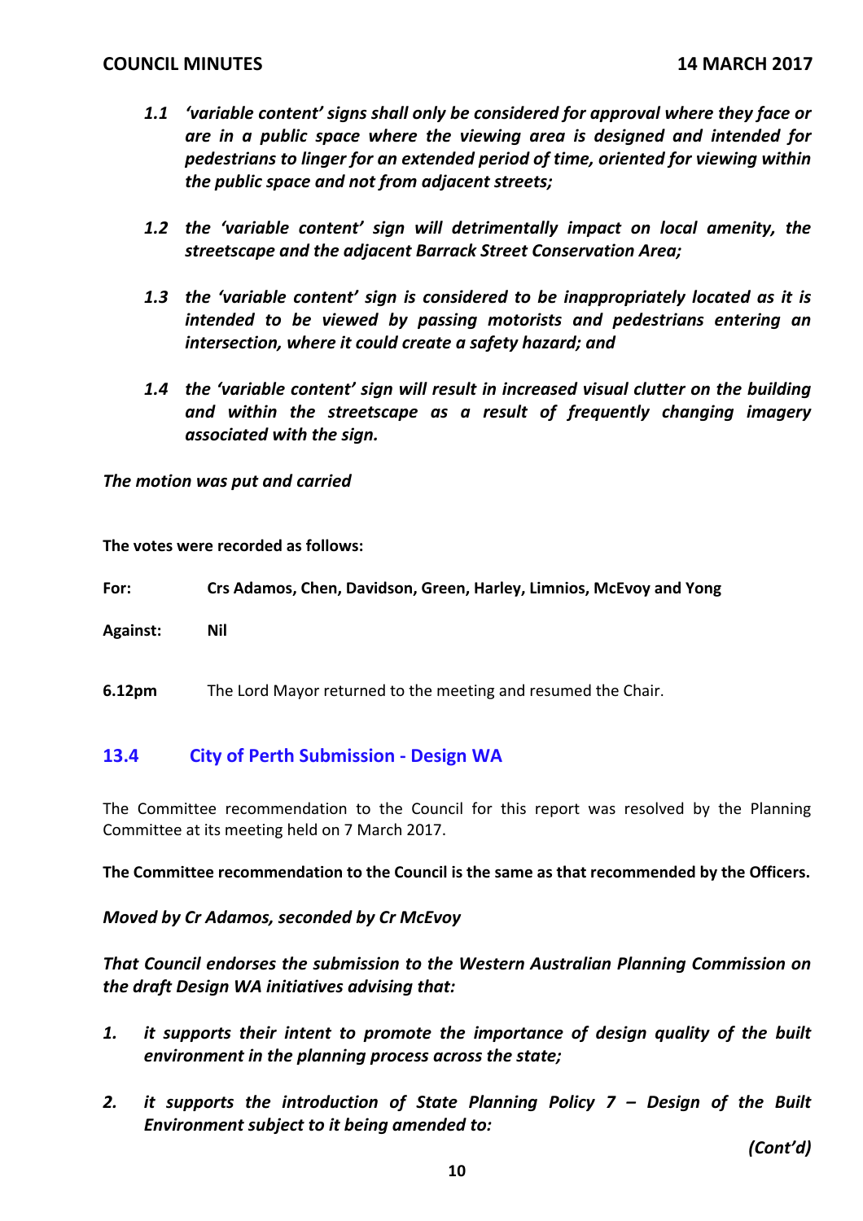*1.1 'variable content' signs shall only be considered for approval where they face or are in a public space where the viewing area is designed and intended for pedestrians to linger for an extended period of time, oriented for viewing within the public space and not from adjacent streets;*

*1.2 the 'variable content' sign will detrimentally impact on local amenity, the streetscape and the adjacent Barrack Street Conservation Area;*

*1.3 the 'variable content' sign is considered to be inappropriately located as it is intended to be viewed by passing motorists and pedestrians entering an intersection, where it could create a safety hazard; and*

*1.4 the 'variable content' sign will result in increased visual clutter on the building and within the streetscape as a result of frequently changing imagery associated with the sign.*

*The motion was put and carried*

**The votes were recorded as follows:**

**For:** **Crs Adamos, Chen, Davidson, Green, Harley, Limnios, McEvoy and Yong**

**Against:** **Nil**

**6.12pm** The Lord Mayor returned to the meeting and resumed the Chair.

## 13.4 City of Perth Submission - Design WA

The Committee recommendation to the Council for this report was resolved by the Planning Committee at its meeting held on 7 March 2017.

**The Committee recommendation to the Council is the same as that recommended by the Officers.**

*Moved by Cr Adamos, seconded by Cr McEvoy*

***That Council endorses the submission to the Western Australian Planning Commission on the draft Design WA initiatives advising that:***

***1. it supports their intent to promote the importance of design quality of the built environment in the planning process across the state;***

***2. it supports the introduction of State Planning Policy 7 – Design of the Built Environment subject to it being amended to:***

*(Cont'd)*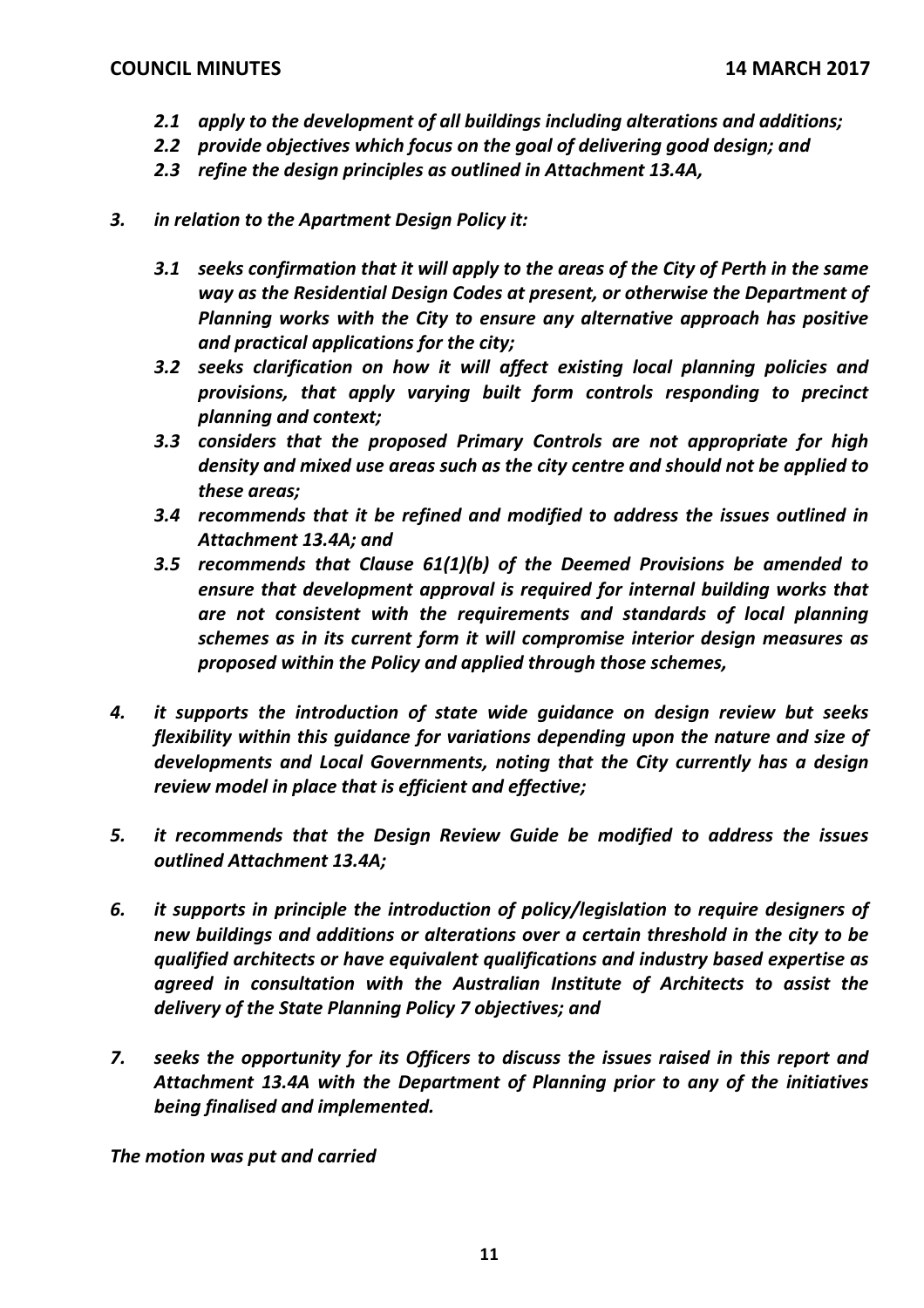*2.1 apply to the development of all buildings including alterations and additions;*

*2.2 provide objectives which focus on the goal of delivering good design; and*

*2.3 refine the design principles as outlined in Attachment 13.4A,*

***3. in relation to the Apartment Design Policy it:***

*3.1 seeks confirmation that it will apply to the areas of the City of Perth in the same way as the Residential Design Codes at present, or otherwise the Department of Planning works with the City to ensure any alternative approach has positive and practical applications for the city;*

*3.2 seeks clarification on how it will affect existing local planning policies and provisions, that apply varying built form controls responding to precinct planning and context;*

*3.3 considers that the proposed Primary Controls are not appropriate for high density and mixed use areas such as the city centre and should not be applied to these areas;*

*3.4 recommends that it be refined and modified to address the issues outlined in Attachment 13.4A; and*

*3.5 recommends that Clause 61(1)(b) of the Deemed Provisions be amended to ensure that development approval is required for internal building works that are not consistent with the requirements and standards of local planning schemes as in its current form it will compromise interior design measures as proposed within the Policy and applied through those schemes,*

***4. it supports the introduction of state wide guidance on design review but seeks flexibility within this guidance for variations depending upon the nature and size of developments and Local Governments, noting that the City currently has a design review model in place that is efficient and effective;***

***5. it recommends that the Design Review Guide be modified to address the issues outlined Attachment 13.4A;***

***6. it supports in principle the introduction of policy/legislation to require designers of new buildings and additions or alterations over a certain threshold in the city to be qualified architects or have equivalent qualifications and industry based expertise as agreed in consultation with the Australian Institute of Architects to assist the delivery of the State Planning Policy 7 objectives; and***

***7. seeks the opportunity for its Officers to discuss the issues raised in this report and Attachment 13.4A with the Department of Planning prior to any of the initiatives being finalised and implemented.***

***The motion was put and carried***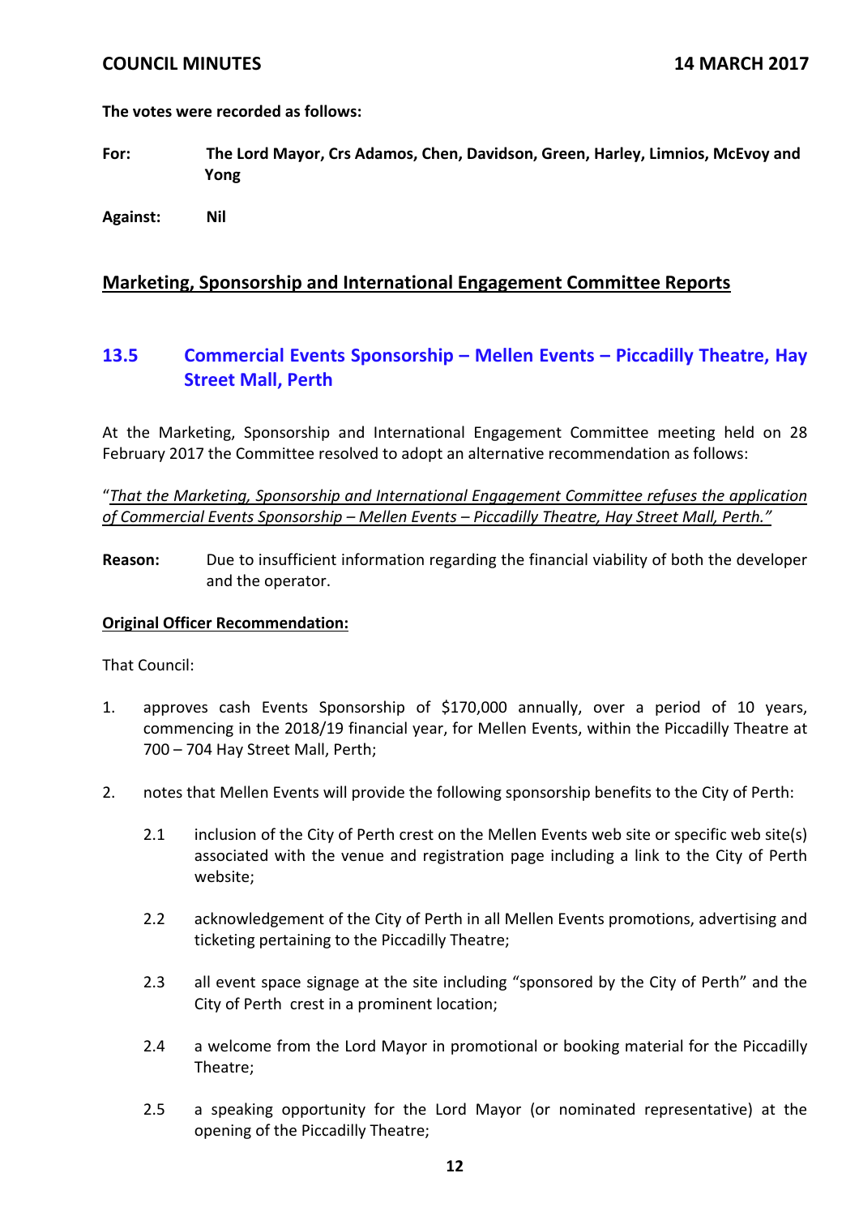**The votes were recorded as follows:**

**For:** **The Lord Mayor, Crs Adamos, Chen, Davidson, Green, Harley, Limnios, McEvoy and Yong**

**Against:** **Nil**

## Marketing, Sponsorship and International Engagement Committee Reports

### 13.5 Commercial Events Sponsorship – Mellen Events – Piccadilly Theatre, Hay Street Mall, Perth

At the Marketing, Sponsorship and International Engagement Committee meeting held on 28 February 2017 the Committee resolved to adopt an alternative recommendation as follows:

"*That the Marketing, Sponsorship and International Engagement Committee refuses the application of Commercial Events Sponsorship – Mellen Events – Piccadilly Theatre, Hay Street Mall, Perth.*"

**Reason:** Due to insufficient information regarding the financial viability of both the developer and the operator.

**Original Officer Recommendation:**

That Council:

1. approves cash Events Sponsorship of $170,000 annually, over a period of 10 years, commencing in the 2018/19 financial year, for Mellen Events, within the Piccadilly Theatre at 700 – 704 Hay Street Mall, Perth;

2. notes that Mellen Events will provide the following sponsorship benefits to the City of Perth:

   2.1 inclusion of the City of Perth crest on the Mellen Events web site or specific web site(s) associated with the venue and registration page including a link to the City of Perth website;

   2.2 acknowledgement of the City of Perth in all Mellen Events promotions, advertising and ticketing pertaining to the Piccadilly Theatre;

   2.3 all event space signage at the site including "sponsored by the City of Perth" and the City of Perth crest in a prominent location;

   2.4 a welcome from the Lord Mayor in promotional or booking material for the Piccadilly Theatre;

   2.5 a speaking opportunity for the Lord Mayor (or nominated representative) at the opening of the Piccadilly Theatre;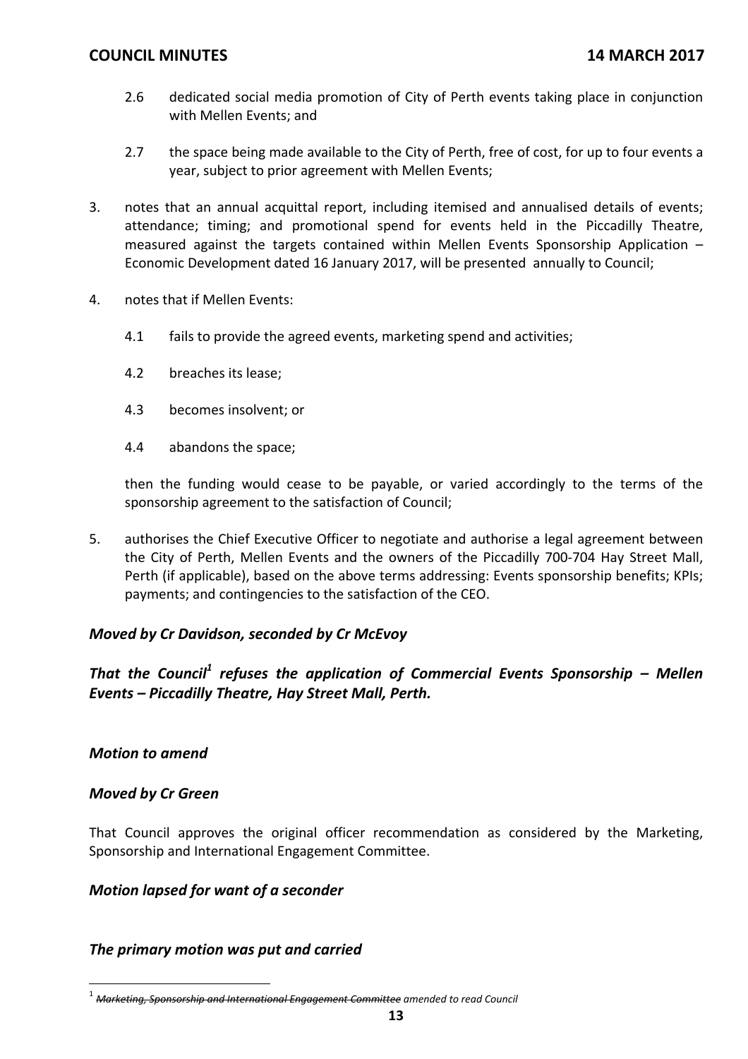2.6 dedicated social media promotion of City of Perth events taking place in conjunction with Mellen Events; and

2.7 the space being made available to the City of Perth, free of cost, for up to four events a year, subject to prior agreement with Mellen Events;

3. notes that an annual acquittal report, including itemised and annualised details of events; attendance; timing; and promotional spend for events held in the Piccadilly Theatre, measured against the targets contained within Mellen Events Sponsorship Application – Economic Development dated 16 January 2017, will be presented annually to Council;

4. notes that if Mellen Events:

   4.1 fails to provide the agreed events, marketing spend and activities;

   4.2 breaches its lease;

   4.3 becomes insolvent; or

   4.4 abandons the space;

   then the funding would cease to be payable, or varied accordingly to the terms of the sponsorship agreement to the satisfaction of Council;

5. authorises the Chief Executive Officer to negotiate and authorise a legal agreement between the City of Perth, Mellen Events and the owners of the Piccadilly 700-704 Hay Street Mall, Perth (if applicable), based on the above terms addressing: Events sponsorship benefits; KPIs; payments; and contingencies to the satisfaction of the CEO.

***Moved by Cr Davidson, seconded by Cr McEvoy***

***That the Council[1] refuses the application of Commercial Events Sponsorship – Mellen Events – Piccadilly Theatre, Hay Street Mall, Perth.***

***Motion to amend***

***Moved by Cr Green***

That Council approves the original officer recommendation as considered by the Marketing, Sponsorship and International Engagement Committee.

***Motion lapsed for want of a seconder***

***The primary motion was put and carried***

---

[1] *~~Marketing, Sponsorship and International Engagement Committee~~ amended to read Council*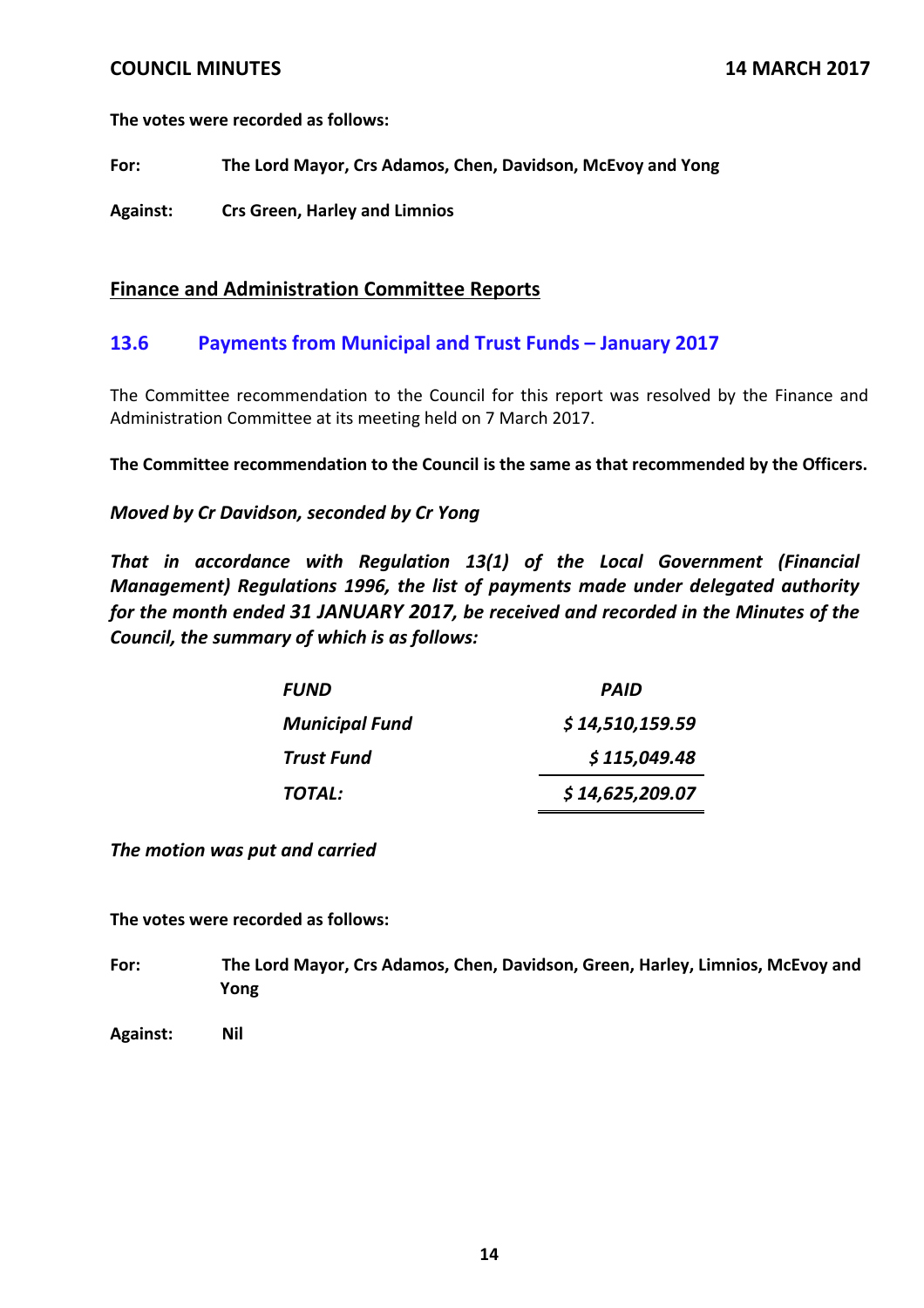**The votes were recorded as follows:**

**For:** **The Lord Mayor, Crs Adamos, Chen, Davidson, McEvoy and Yong**

**Against:** **Crs Green, Harley and Limnios**

## Finance and Administration Committee Reports

### 13.6 Payments from Municipal and Trust Funds – January 2017

The Committee recommendation to the Council for this report was resolved by the Finance and Administration Committee at its meeting held on 7 March 2017.

**The Committee recommendation to the Council is the same as that recommended by the Officers.**

***Moved by Cr Davidson, seconded by Cr Yong***

***That in accordance with Regulation 13(1) of the Local Government (Financial Management) Regulations 1996, the list of payments made under delegated authority for the month ended 31 JANUARY 2017, be received and recorded in the Minutes of the Council, the summary of which is as follows:***

| ***FUND*** | ***PAID*** |
|---|---|
| ***Municipal Fund*** | ***$ 14,510,159.59*** |
| ***Trust Fund*** | ***$ 115,049.48*** |
| ***TOTAL:*** | ***$ 14,625,209.07*** |

***The motion was put and carried***

**The votes were recorded as follows:**

**For:** **The Lord Mayor, Crs Adamos, Chen, Davidson, Green, Harley, Limnios, McEvoy and Yong**

**Against:** **Nil**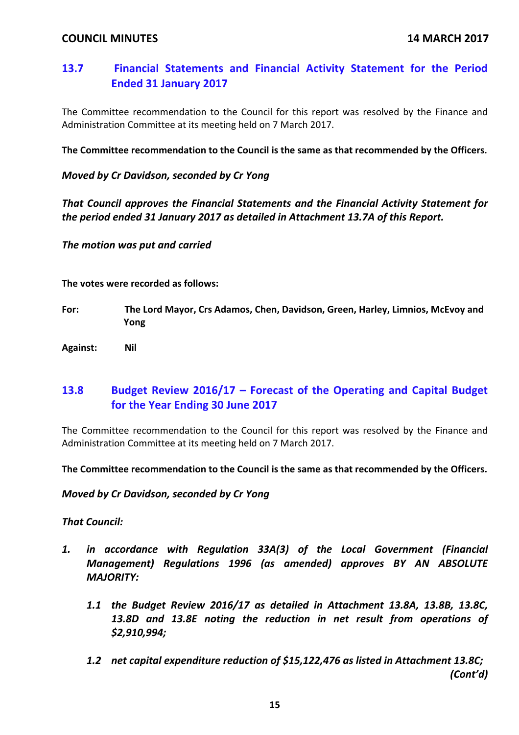## 13.7 Financial Statements and Financial Activity Statement for the Period Ended 31 January 2017

The Committee recommendation to the Council for this report was resolved by the Finance and Administration Committee at its meeting held on 7 March 2017.

**The Committee recommendation to the Council is the same as that recommended by the Officers.**

***Moved by Cr Davidson, seconded by Cr Yong***

***That Council approves the Financial Statements and the Financial Activity Statement for the period ended 31 January 2017 as detailed in Attachment 13.7A of this Report.***

***The motion was put and carried***

**The votes were recorded as follows:**

**For:** **The Lord Mayor, Crs Adamos, Chen, Davidson, Green, Harley, Limnios, McEvoy and Yong**

**Against:** **Nil**

## 13.8 Budget Review 2016/17 – Forecast of the Operating and Capital Budget for the Year Ending 30 June 2017

The Committee recommendation to the Council for this report was resolved by the Finance and Administration Committee at its meeting held on 7 March 2017.

**The Committee recommendation to the Council is the same as that recommended by the Officers.**

***Moved by Cr Davidson, seconded by Cr Yong***

***That Council:***

1. ***in accordance with Regulation 33A(3) of the Local Government (Financial Management) Regulations 1996 (as amended) approves BY AN ABSOLUTE MAJORITY:***

   ***1.1 the Budget Review 2016/17 as detailed in Attachment 13.8A, 13.8B, 13.8C, 13.8D and 13.8E noting the reduction in net result from operations of $2,910,994;***

   ***1.2 net capital expenditure reduction of $15,122,476 as listed in Attachment 13.8C;***

***(Cont'd)***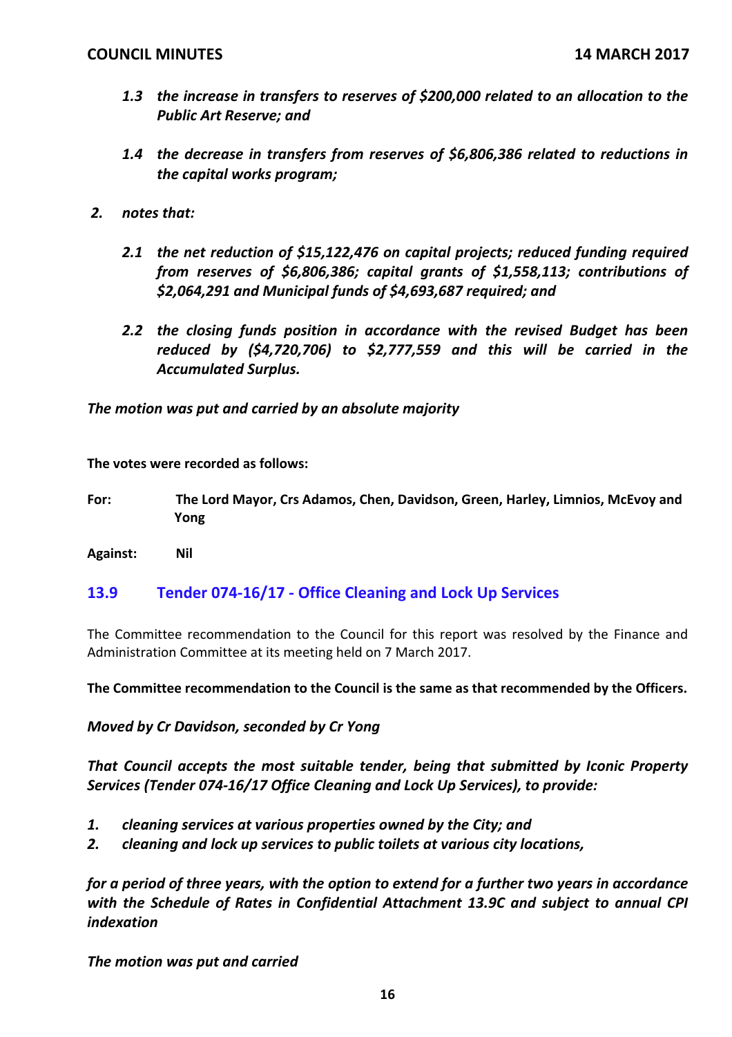*1.3 the increase in transfers to reserves of $200,000 related to an allocation to the Public Art Reserve; and*

*1.4 the decrease in transfers from reserves of $6,806,386 related to reductions in the capital works program;*

*2. notes that:*

*2.1 the net reduction of $15,122,476 on capital projects; reduced funding required from reserves of $6,806,386; capital grants of $1,558,113; contributions of $2,064,291 and Municipal funds of $4,693,687 required; and*

*2.2 the closing funds position in accordance with the revised Budget has been reduced by ($4,720,706) to $2,777,559 and this will be carried in the Accumulated Surplus.*

*The motion was put and carried by an absolute majority*

**The votes were recorded as follows:**

**For:** **The Lord Mayor, Crs Adamos, Chen, Davidson, Green, Harley, Limnios, McEvoy and Yong**

**Against:** **Nil**

## 13.9 Tender 074-16/17 - Office Cleaning and Lock Up Services

The Committee recommendation to the Council for this report was resolved by the Finance and Administration Committee at its meeting held on 7 March 2017.

**The Committee recommendation to the Council is the same as that recommended by the Officers.**

*Moved by Cr Davidson, seconded by Cr Yong*

*That Council accepts the most suitable tender, being that submitted by Iconic Property Services (Tender 074-16/17 Office Cleaning and Lock Up Services), to provide:*

*1. cleaning services at various properties owned by the City; and*
*2. cleaning and lock up services to public toilets at various city locations,*

*for a period of three years, with the option to extend for a further two years in accordance with the Schedule of Rates in Confidential Attachment 13.9C and subject to annual CPI indexation*

*The motion was put and carried*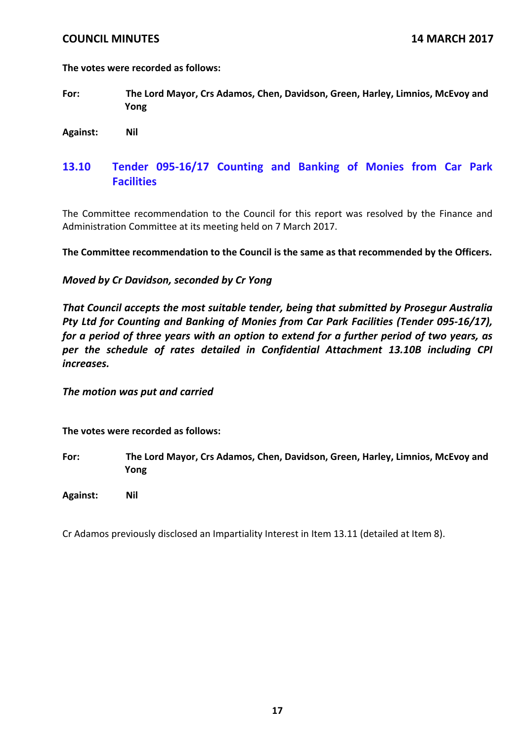**The votes were recorded as follows:**

**For:** **The Lord Mayor, Crs Adamos, Chen, Davidson, Green, Harley, Limnios, McEvoy and Yong**

**Against:** **Nil**

## 13.10 Tender 095-16/17 Counting and Banking of Monies from Car Park Facilities

The Committee recommendation to the Council for this report was resolved by the Finance and Administration Committee at its meeting held on 7 March 2017.

**The Committee recommendation to the Council is the same as that recommended by the Officers.**

*Moved by Cr Davidson, seconded by Cr Yong*

***That Council accepts the most suitable tender, being that submitted by Prosegur Australia Pty Ltd for Counting and Banking of Monies from Car Park Facilities (Tender 095-16/17), for a period of three years with an option to extend for a further period of two years, as per the schedule of rates detailed in Confidential Attachment 13.10B including CPI increases.***

*The motion was put and carried*

**The votes were recorded as follows:**

**For:** **The Lord Mayor, Crs Adamos, Chen, Davidson, Green, Harley, Limnios, McEvoy and Yong**

**Against:** **Nil**

Cr Adamos previously disclosed an Impartiality Interest in Item 13.11 (detailed at Item 8).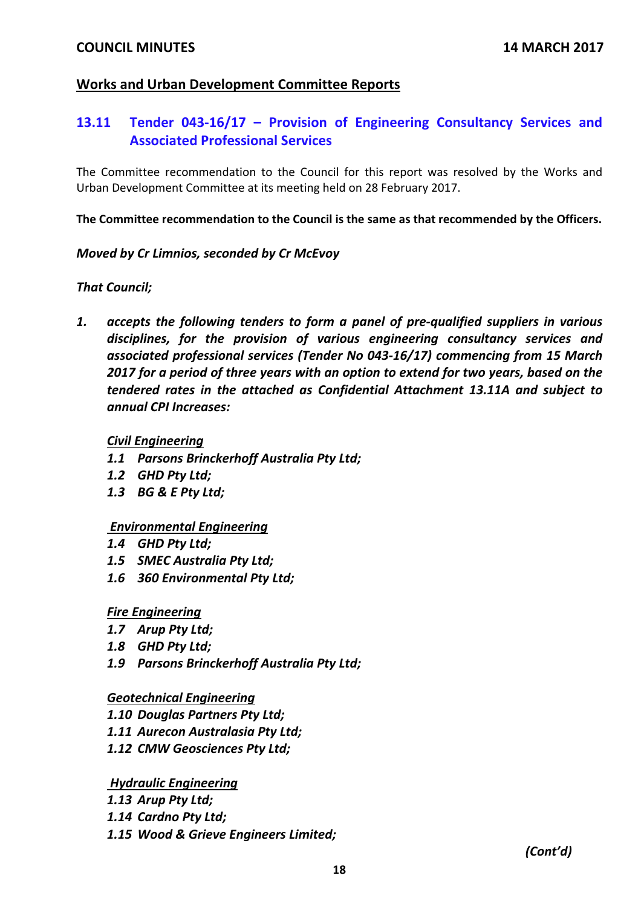## Works and Urban Development Committee Reports

### 13.11 Tender 043-16/17 – Provision of Engineering Consultancy Services and Associated Professional Services

The Committee recommendation to the Council for this report was resolved by the Works and Urban Development Committee at its meeting held on 28 February 2017.

**The Committee recommendation to the Council is the same as that recommended by the Officers.**

***Moved by Cr Limnios, seconded by Cr McEvoy***

***That Council;***

***1. accepts the following tenders to form a panel of pre-qualified suppliers in various disciplines, for the provision of various engineering consultancy services and associated professional services (Tender No 043-16/17) commencing from 15 March 2017 for a period of three years with an option to extend for two years, based on the tendered rates in the attached as Confidential Attachment 13.11A and subject to annual CPI Increases:***

***Civil Engineering***

***1.1 Parsons Brinckerhoff Australia Pty Ltd;***
***1.2 GHD Pty Ltd;***
***1.3 BG & E Pty Ltd;***

***Environmental Engineering***

***1.4 GHD Pty Ltd;***
***1.5 SMEC Australia Pty Ltd;***
***1.6 360 Environmental Pty Ltd;***

***Fire Engineering***

***1.7 Arup Pty Ltd;***
***1.8 GHD Pty Ltd;***
***1.9 Parsons Brinckerhoff Australia Pty Ltd;***

***Geotechnical Engineering***

***1.10 Douglas Partners Pty Ltd;***
***1.11 Aurecon Australasia Pty Ltd;***
***1.12 CMW Geosciences Pty Ltd;***

***Hydraulic Engineering***

***1.13 Arup Pty Ltd;***
***1.14 Cardno Pty Ltd;***
***1.15 Wood & Grieve Engineers Limited;***

***(Cont'd)***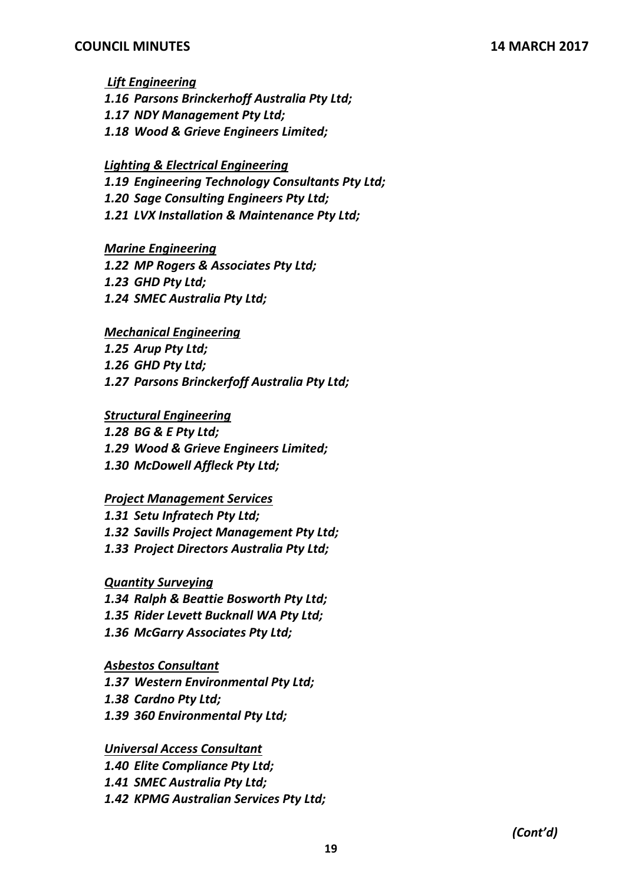***Lift Engineering***

*1.16 Parsons Brinckerhoff Australia Pty Ltd;*
*1.17 NDY Management Pty Ltd;*
*1.18 Wood & Grieve Engineers Limited;*

***Lighting & Electrical Engineering***

*1.19 Engineering Technology Consultants Pty Ltd;*
*1.20 Sage Consulting Engineers Pty Ltd;*
*1.21 LVX Installation & Maintenance Pty Ltd;*

***Marine Engineering***

*1.22 MP Rogers & Associates Pty Ltd;*
*1.23 GHD Pty Ltd;*
*1.24 SMEC Australia Pty Ltd;*

***Mechanical Engineering***

*1.25 Arup Pty Ltd;*
*1.26 GHD Pty Ltd;*
*1.27 Parsons Brinckerfoff Australia Pty Ltd;*

***Structural Engineering***

*1.28 BG & E Pty Ltd;*
*1.29 Wood & Grieve Engineers Limited;*
*1.30 McDowell Affleck Pty Ltd;*

***Project Management Services***

*1.31 Setu Infratech Pty Ltd;*
*1.32 Savills Project Management Pty Ltd;*
*1.33 Project Directors Australia Pty Ltd;*

***Quantity Surveying***

*1.34 Ralph & Beattie Bosworth Pty Ltd;*
*1.35 Rider Levett Bucknall WA Pty Ltd;*
*1.36 McGarry Associates Pty Ltd;*

***Asbestos Consultant***

*1.37 Western Environmental Pty Ltd;*
*1.38 Cardno Pty Ltd;*
*1.39 360 Environmental Pty Ltd;*

***Universal Access Consultant***

*1.40 Elite Compliance Pty Ltd;*
*1.41 SMEC Australia Pty Ltd;*
*1.42 KPMG Australian Services Pty Ltd;*

*(Cont'd)*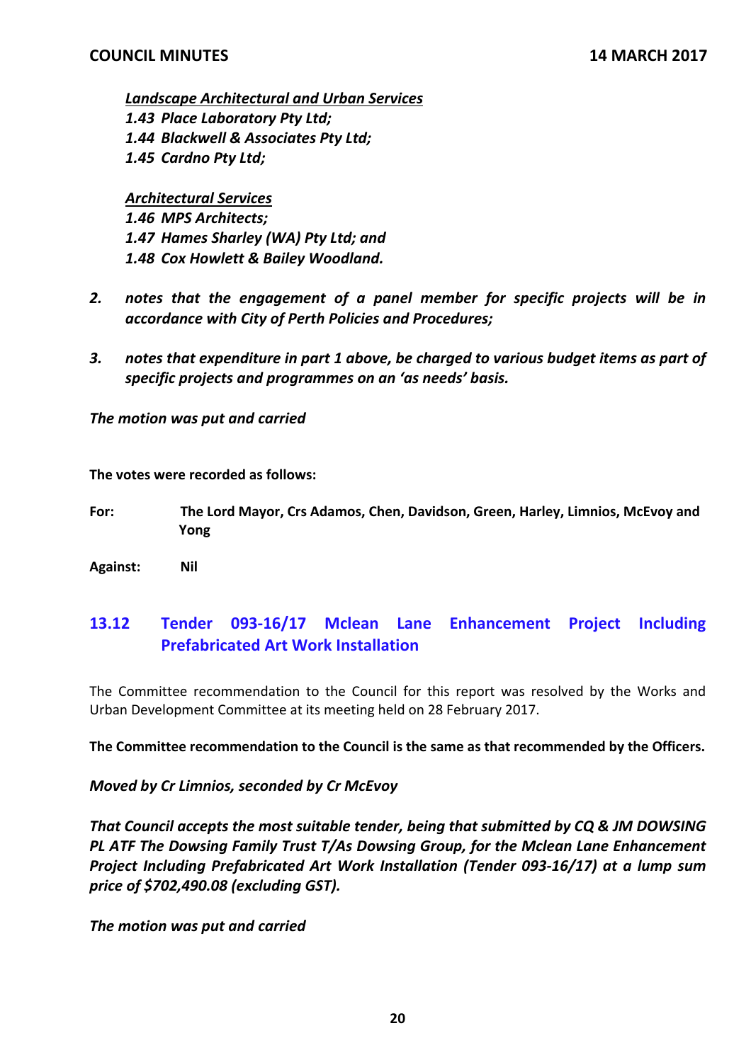***<u>Landscape Architectural and Urban Services</u>***

***1.43 Place Laboratory Pty Ltd;***

***1.44 Blackwell & Associates Pty Ltd;***

***1.45 Cardno Pty Ltd;***

***<u>Architectural Services</u>***

***1.46 MPS Architects;***

***1.47 Hames Sharley (WA) Pty Ltd; and***

***1.48 Cox Howlett & Bailey Woodland.***

***2. notes that the engagement of a panel member for specific projects will be in accordance with City of Perth Policies and Procedures;***

***3. notes that expenditure in part 1 above, be charged to various budget items as part of specific projects and programmes on an 'as needs' basis.***

*The motion was put and carried*

**The votes were recorded as follows:**

**For:** **The Lord Mayor, Crs Adamos, Chen, Davidson, Green, Harley, Limnios, McEvoy and Yong**

**Against:** **Nil**

## 13.12 Tender 093-16/17 Mclean Lane Enhancement Project Including Prefabricated Art Work Installation

The Committee recommendation to the Council for this report was resolved by the Works and Urban Development Committee at its meeting held on 28 February 2017.

**The Committee recommendation to the Council is the same as that recommended by the Officers.**

*Moved by Cr Limnios, seconded by Cr McEvoy*

***That Council accepts the most suitable tender, being that submitted by CQ & JM DOWSING PL ATF The Dowsing Family Trust T/As Dowsing Group, for the Mclean Lane Enhancement Project Including Prefabricated Art Work Installation (Tender 093-16/17) at a lump sum price of $702,490.08 (excluding GST).***

*The motion was put and carried*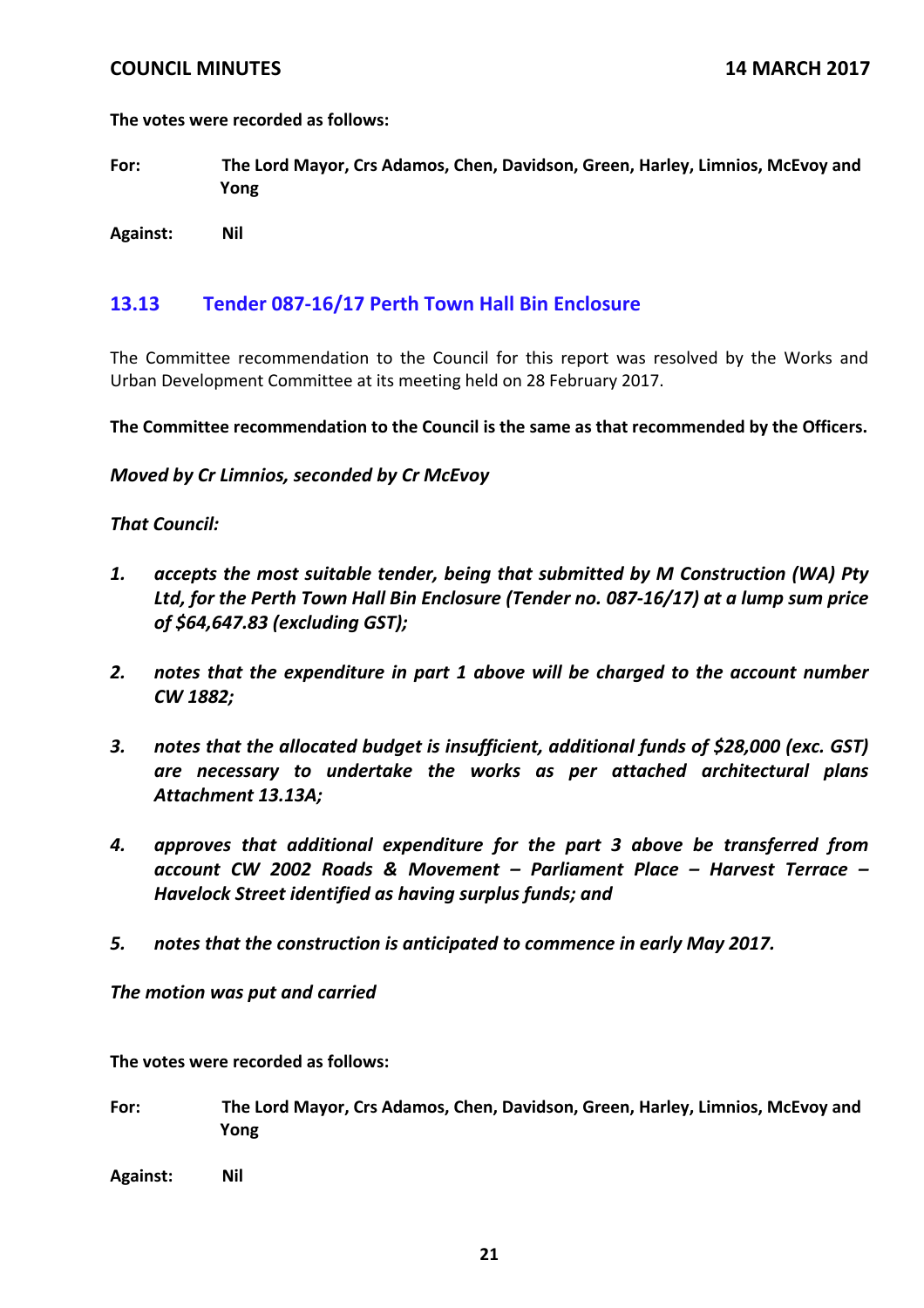**The votes were recorded as follows:**

**For:** **The Lord Mayor, Crs Adamos, Chen, Davidson, Green, Harley, Limnios, McEvoy and Yong**

**Against:** **Nil**

## 13.13 Tender 087-16/17 Perth Town Hall Bin Enclosure

The Committee recommendation to the Council for this report was resolved by the Works and Urban Development Committee at its meeting held on 28 February 2017.

**The Committee recommendation to the Council is the same as that recommended by the Officers.**

***Moved by Cr Limnios, seconded by Cr McEvoy***

***That Council:***

1. ***accepts the most suitable tender, being that submitted by M Construction (WA) Pty Ltd, for the Perth Town Hall Bin Enclosure (Tender no. 087-16/17) at a lump sum price of $64,647.83 (excluding GST);***

2. ***notes that the expenditure in part 1 above will be charged to the account number CW 1882;***

3. ***notes that the allocated budget is insufficient, additional funds of $28,000 (exc. GST) are necessary to undertake the works as per attached architectural plans Attachment 13.13A;***

4. ***approves that additional expenditure for the part 3 above be transferred from account CW 2002 Roads & Movement – Parliament Place – Harvest Terrace – Havelock Street identified as having surplus funds; and***

5. ***notes that the construction is anticipated to commence in early May 2017.***

***The motion was put and carried***

**The votes were recorded as follows:**

**For:** **The Lord Mayor, Crs Adamos, Chen, Davidson, Green, Harley, Limnios, McEvoy and Yong**

**Against:** **Nil**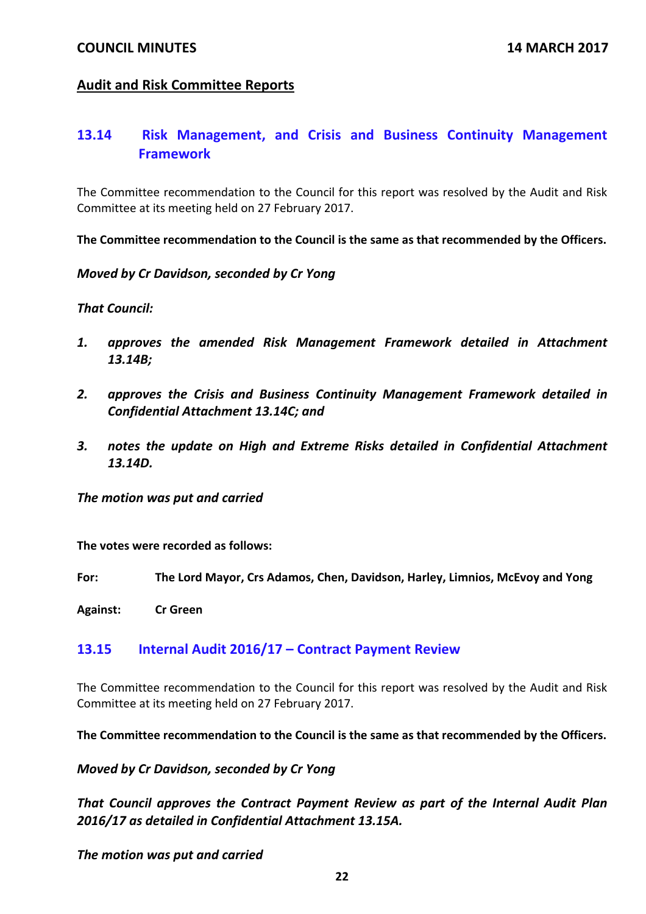## Audit and Risk Committee Reports

### 13.14 Risk Management, and Crisis and Business Continuity Management Framework

The Committee recommendation to the Council for this report was resolved by the Audit and Risk Committee at its meeting held on 27 February 2017.

**The Committee recommendation to the Council is the same as that recommended by the Officers.**

***Moved by Cr Davidson, seconded by Cr Yong***

***That Council:***

1. ***approves the amended Risk Management Framework detailed in Attachment 13.14B;***
2. ***approves the Crisis and Business Continuity Management Framework detailed in Confidential Attachment 13.14C; and***
3. ***notes the update on High and Extreme Risks detailed in Confidential Attachment 13.14D.***

***The motion was put and carried***

**The votes were recorded as follows:**

**For:** **The Lord Mayor, Crs Adamos, Chen, Davidson, Harley, Limnios, McEvoy and Yong**

**Against:** **Cr Green**

### 13.15 Internal Audit 2016/17 – Contract Payment Review

The Committee recommendation to the Council for this report was resolved by the Audit and Risk Committee at its meeting held on 27 February 2017.

**The Committee recommendation to the Council is the same as that recommended by the Officers.**

***Moved by Cr Davidson, seconded by Cr Yong***

***That Council approves the Contract Payment Review as part of the Internal Audit Plan 2016/17 as detailed in Confidential Attachment 13.15A.***

***The motion was put and carried***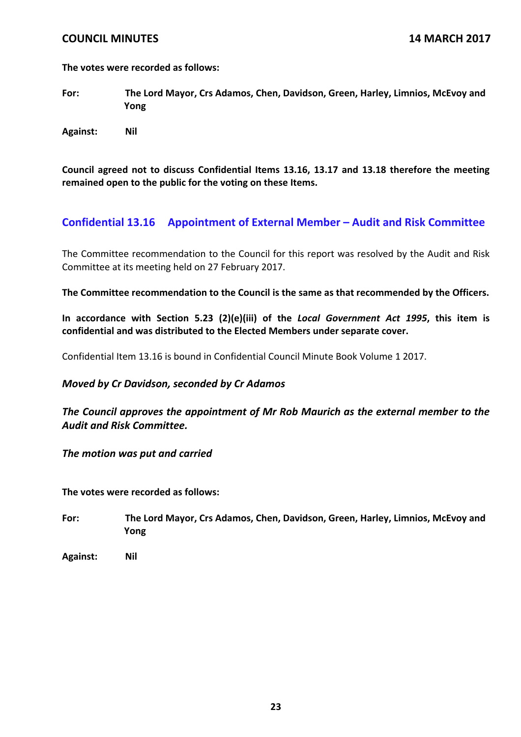**The votes were recorded as follows:**

**For:** **The Lord Mayor, Crs Adamos, Chen, Davidson, Green, Harley, Limnios, McEvoy and Yong**

**Against:** **Nil**

**Council agreed not to discuss Confidential Items 13.16, 13.17 and 13.18 therefore the meeting remained open to the public for the voting on these Items.**

## Confidential 13.16 Appointment of External Member – Audit and Risk Committee

The Committee recommendation to the Council for this report was resolved by the Audit and Risk Committee at its meeting held on 27 February 2017.

**The Committee recommendation to the Council is the same as that recommended by the Officers.**

**In accordance with Section 5.23 (2)(e)(iii) of the *Local Government Act 1995*, this item is confidential and was distributed to the Elected Members under separate cover.**

Confidential Item 13.16 is bound in Confidential Council Minute Book Volume 1 2017.

***Moved by Cr Davidson, seconded by Cr Adamos***

***The Council approves the appointment of Mr Rob Maurich as the external member to the Audit and Risk Committee.***

***The motion was put and carried***

**The votes were recorded as follows:**

**For:** **The Lord Mayor, Crs Adamos, Chen, Davidson, Green, Harley, Limnios, McEvoy and Yong**

**Against:** **Nil**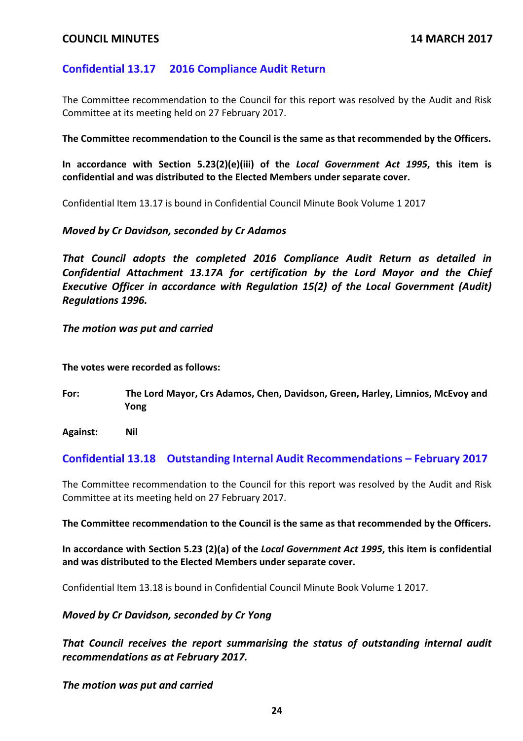## Confidential 13.17 2016 Compliance Audit Return

The Committee recommendation to the Council for this report was resolved by the Audit and Risk Committee at its meeting held on 27 February 2017.

**The Committee recommendation to the Council is the same as that recommended by the Officers.**

**In accordance with Section 5.23(2)(e)(iii) of the *Local Government Act 1995*, this item is confidential and was distributed to the Elected Members under separate cover.**

Confidential Item 13.17 is bound in Confidential Council Minute Book Volume 1 2017

***Moved by Cr Davidson, seconded by Cr Adamos***

***That Council adopts the completed 2016 Compliance Audit Return as detailed in Confidential Attachment 13.17A for certification by the Lord Mayor and the Chief Executive Officer in accordance with Regulation 15(2) of the Local Government (Audit) Regulations 1996.***

***The motion was put and carried***

**The votes were recorded as follows:**

**For:** **The Lord Mayor, Crs Adamos, Chen, Davidson, Green, Harley, Limnios, McEvoy and Yong**

**Against:** **Nil**

## Confidential 13.18 Outstanding Internal Audit Recommendations – February 2017

The Committee recommendation to the Council for this report was resolved by the Audit and Risk Committee at its meeting held on 27 February 2017.

**The Committee recommendation to the Council is the same as that recommended by the Officers.**

**In accordance with Section 5.23 (2)(a) of the *Local Government Act 1995*, this item is confidential and was distributed to the Elected Members under separate cover.**

Confidential Item 13.18 is bound in Confidential Council Minute Book Volume 1 2017.

***Moved by Cr Davidson, seconded by Cr Yong***

***That Council receives the report summarising the status of outstanding internal audit recommendations as at February 2017.***

***The motion was put and carried***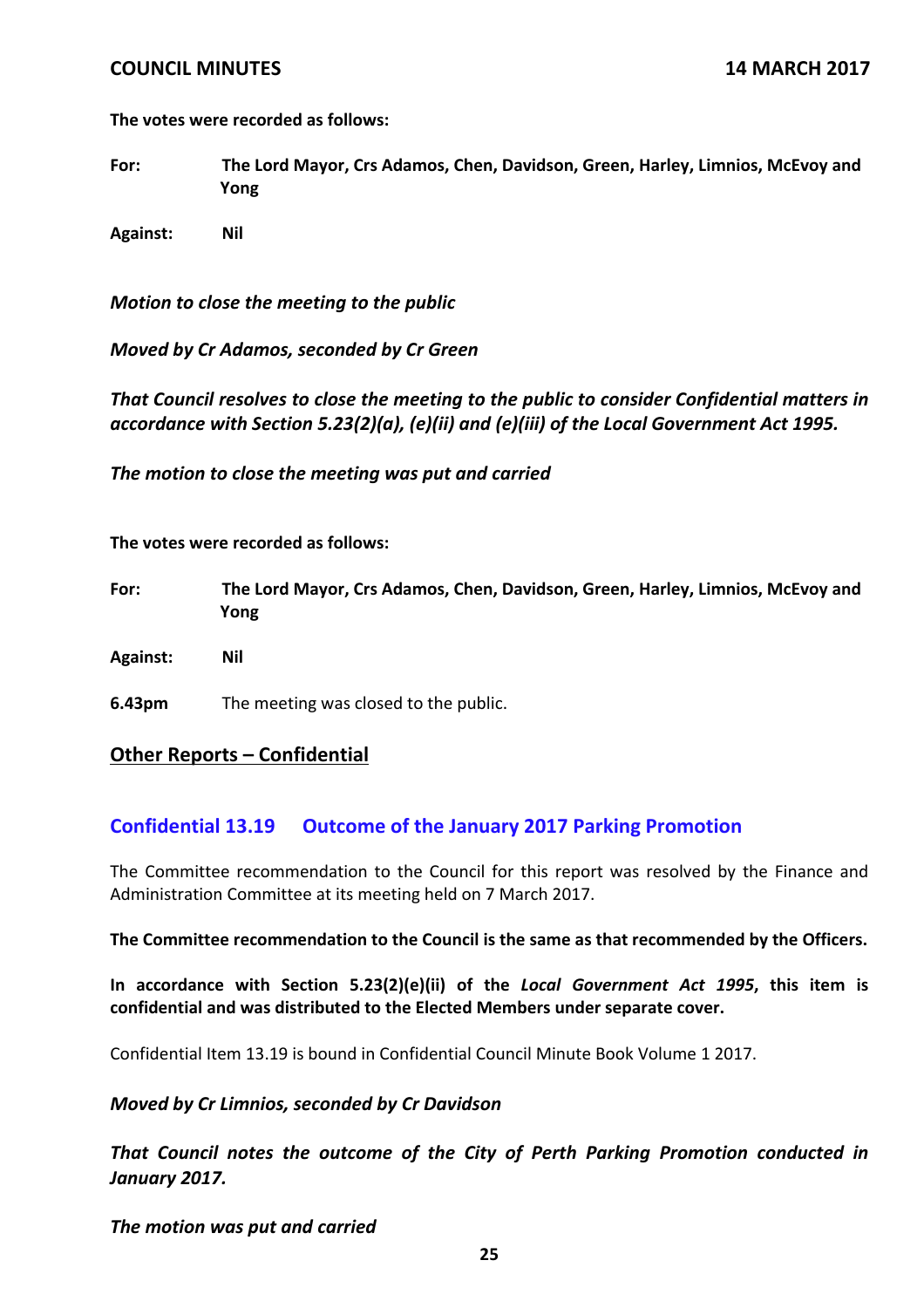**The votes were recorded as follows:**

**For:** **The Lord Mayor, Crs Adamos, Chen, Davidson, Green, Harley, Limnios, McEvoy and Yong**

**Against:** **Nil**

***Motion to close the meeting to the public***

***Moved by Cr Adamos, seconded by Cr Green***

***That Council resolves to close the meeting to the public to consider Confidential matters in accordance with Section 5.23(2)(a), (e)(ii) and (e)(iii) of the Local Government Act 1995.***

***The motion to close the meeting was put and carried***

**The votes were recorded as follows:**

**For:** **The Lord Mayor, Crs Adamos, Chen, Davidson, Green, Harley, Limnios, McEvoy and Yong**

**Against:** **Nil**

**6.43pm** The meeting was closed to the public.

## Other Reports – Confidential

### Confidential 13.19 Outcome of the January 2017 Parking Promotion

The Committee recommendation to the Council for this report was resolved by the Finance and Administration Committee at its meeting held on 7 March 2017.

**The Committee recommendation to the Council is the same as that recommended by the Officers.**

**In accordance with Section 5.23(2)(e)(ii) of the *Local Government Act 1995*, this item is confidential and was distributed to the Elected Members under separate cover.**

Confidential Item 13.19 is bound in Confidential Council Minute Book Volume 1 2017.

***Moved by Cr Limnios, seconded by Cr Davidson***

***That Council notes the outcome of the City of Perth Parking Promotion conducted in January 2017.***

***The motion was put and carried***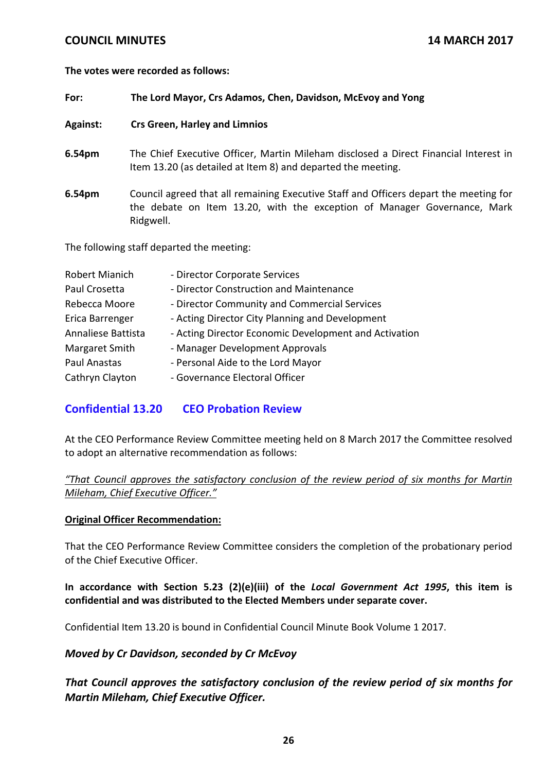**The votes were recorded as follows:**

**For:** **The Lord Mayor, Crs Adamos, Chen, Davidson, McEvoy and Yong**

**Against:** **Crs Green, Harley and Limnios**

**6.54pm** The Chief Executive Officer, Martin Mileham disclosed a Direct Financial Interest in Item 13.20 (as detailed at Item 8) and departed the meeting.

**6.54pm** Council agreed that all remaining Executive Staff and Officers depart the meeting for the debate on Item 13.20, with the exception of Manager Governance, Mark Ridgwell.

The following staff departed the meeting:

| | |
|---|---|
| Robert Mianich | - Director Corporate Services |
| Paul Crosetta | - Director Construction and Maintenance |
| Rebecca Moore | - Director Community and Commercial Services |
| Erica Barrenger | - Acting Director City Planning and Development |
| Annaliese Battista | - Acting Director Economic Development and Activation |
| Margaret Smith | - Manager Development Approvals |
| Paul Anastas | - Personal Aide to the Lord Mayor |
| Cathryn Clayton | - Governance Electoral Officer |

## Confidential 13.20 CEO Probation Review

At the CEO Performance Review Committee meeting held on 8 March 2017 the Committee resolved to adopt an alternative recommendation as follows:

*"That Council approves the satisfactory conclusion of the review period of six months for Martin Mileham, Chief Executive Officer."*

**Original Officer Recommendation:**

That the CEO Performance Review Committee considers the completion of the probationary period of the Chief Executive Officer.

**In accordance with Section 5.23 (2)(e)(iii) of the *Local Government Act 1995*, this item is confidential and was distributed to the Elected Members under separate cover.**

Confidential Item 13.20 is bound in Confidential Council Minute Book Volume 1 2017.

***Moved by Cr Davidson, seconded by Cr McEvoy***

***That Council approves the satisfactory conclusion of the review period of six months for Martin Mileham, Chief Executive Officer.***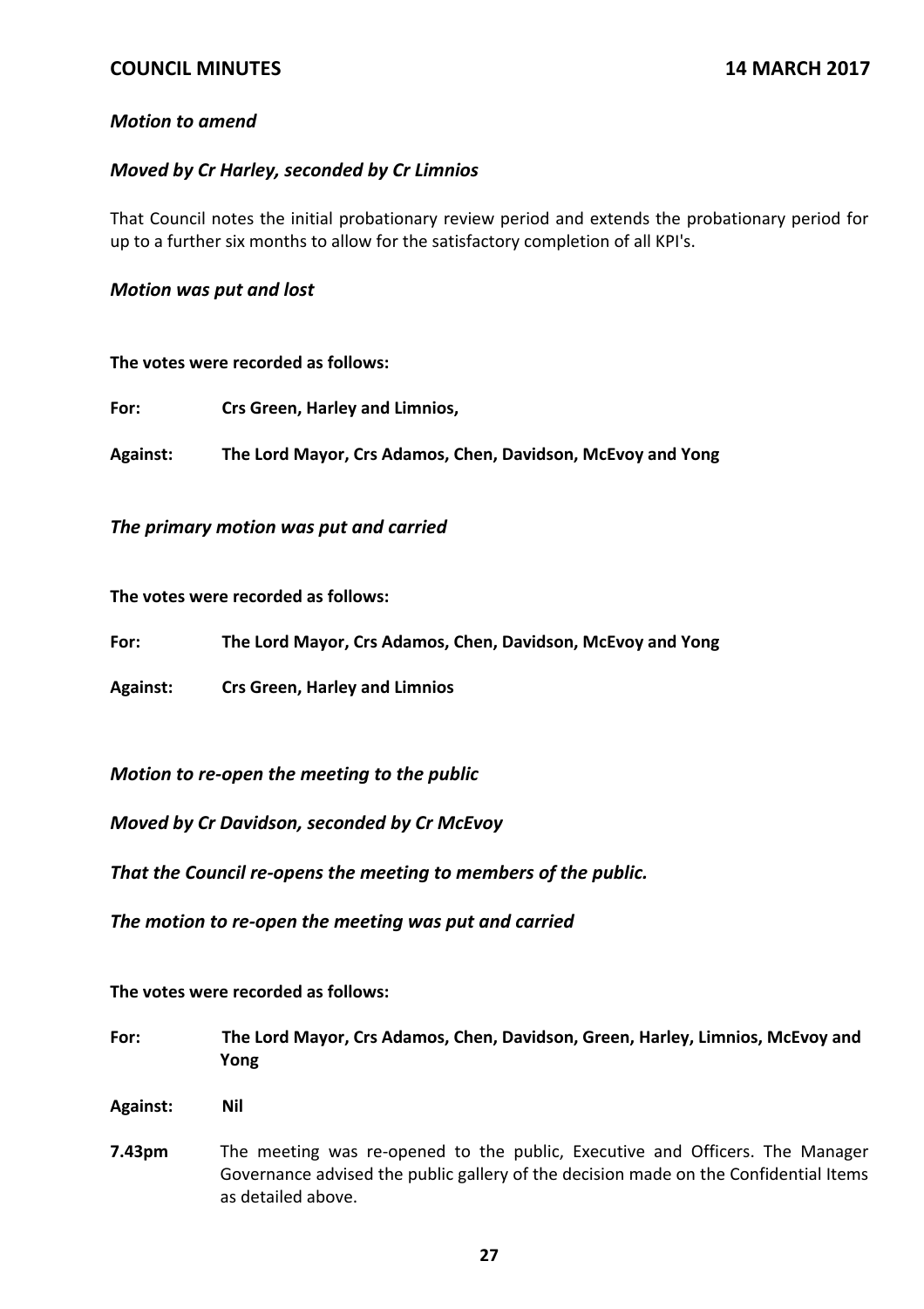***Motion to amend***

***Moved by Cr Harley, seconded by Cr Limnios***

That Council notes the initial probationary review period and extends the probationary period for up to a further six months to allow for the satisfactory completion of all KPI's.

***Motion was put and lost***

**The votes were recorded as follows:**

**For:** **Crs Green, Harley and Limnios,**

**Against:** **The Lord Mayor, Crs Adamos, Chen, Davidson, McEvoy and Yong**

***The primary motion was put and carried***

**The votes were recorded as follows:**

**For:** **The Lord Mayor, Crs Adamos, Chen, Davidson, McEvoy and Yong**

**Against:** **Crs Green, Harley and Limnios**

***Motion to re-open the meeting to the public***

***Moved by Cr Davidson, seconded by Cr McEvoy***

***That the Council re-opens the meeting to members of the public.***

***The motion to re-open the meeting was put and carried***

**The votes were recorded as follows:**

**For:** **The Lord Mayor, Crs Adamos, Chen, Davidson, Green, Harley, Limnios, McEvoy and Yong**

**Against:** **Nil**

**7.43pm** The meeting was re-opened to the public, Executive and Officers. The Manager Governance advised the public gallery of the decision made on the Confidential Items as detailed above.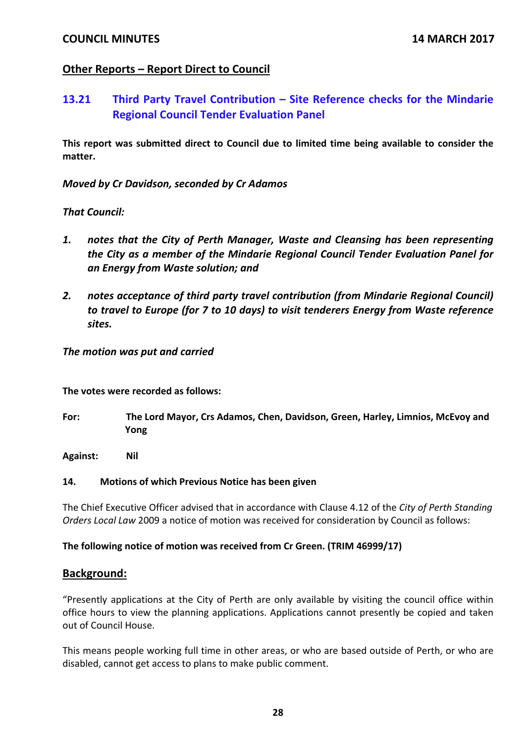## Other Reports – Report Direct to Council

### 13.21 Third Party Travel Contribution – Site Reference checks for the Mindarie Regional Council Tender Evaluation Panel

**This report was submitted direct to Council due to limited time being available to consider the matter.**

***Moved by Cr Davidson, seconded by Cr Adamos***

***That Council:***

1. ***notes that the City of Perth Manager, Waste and Cleansing has been representing the City as a member of the Mindarie Regional Council Tender Evaluation Panel for an Energy from Waste solution; and***

2. ***notes acceptance of third party travel contribution (from Mindarie Regional Council) to travel to Europe (for 7 to 10 days) to visit tenderers Energy from Waste reference sites.***

***The motion was put and carried***

**The votes were recorded as follows:**

**For:** **The Lord Mayor, Crs Adamos, Chen, Davidson, Green, Harley, Limnios, McEvoy and Yong**

**Against:** **Nil**

**14. Motions of which Previous Notice has been given**

The Chief Executive Officer advised that in accordance with Clause 4.12 of the *City of Perth Standing Orders Local Law* 2009 a notice of motion was received for consideration by Council as follows:

**The following notice of motion was received from Cr Green. (TRIM 46999/17)**

## Background:

"Presently applications at the City of Perth are only available by visiting the council office within office hours to view the planning applications. Applications cannot presently be copied and taken out of Council House.

This means people working full time in other areas, or who are based outside of Perth, or who are disabled, cannot get access to plans to make public comment.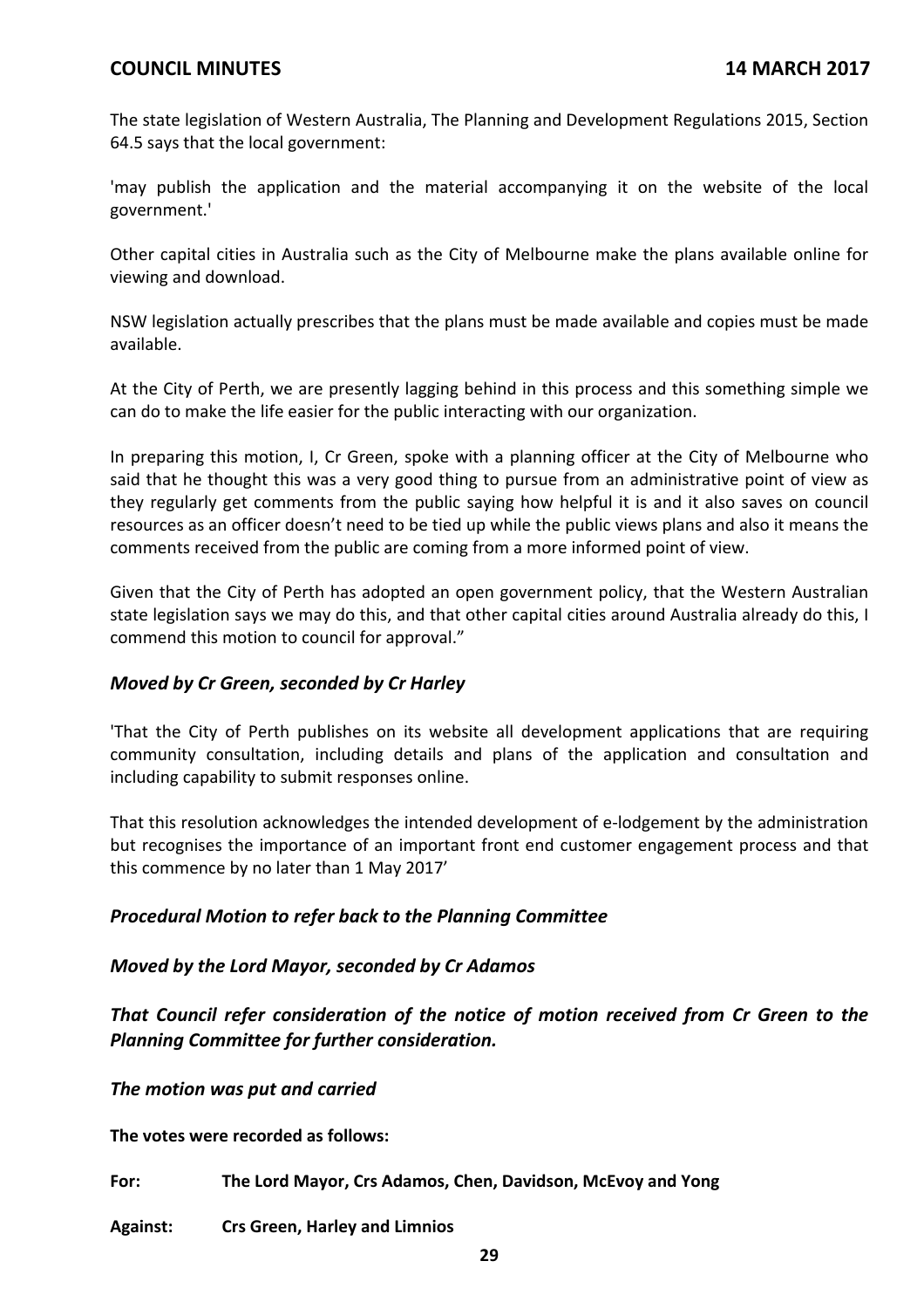The state legislation of Western Australia, The Planning and Development Regulations 2015, Section 64.5 says that the local government:

'may publish the application and the material accompanying it on the website of the local government.'

Other capital cities in Australia such as the City of Melbourne make the plans available online for viewing and download.

NSW legislation actually prescribes that the plans must be made available and copies must be made available.

At the City of Perth, we are presently lagging behind in this process and this something simple we can do to make the life easier for the public interacting with our organization.

In preparing this motion, I, Cr Green, spoke with a planning officer at the City of Melbourne who said that he thought this was a very good thing to pursue from an administrative point of view as they regularly get comments from the public saying how helpful it is and it also saves on council resources as an officer doesn't need to be tied up while the public views plans and also it means the comments received from the public are coming from a more informed point of view.

Given that the City of Perth has adopted an open government policy, that the Western Australian state legislation says we may do this, and that other capital cities around Australia already do this, I commend this motion to council for approval."

***Moved by Cr Green, seconded by Cr Harley***

'That the City of Perth publishes on its website all development applications that are requiring community consultation, including details and plans of the application and consultation and including capability to submit responses online.

That this resolution acknowledges the intended development of e-lodgement by the administration but recognises the importance of an important front end customer engagement process and that this commence by no later than 1 May 2017'

***Procedural Motion to refer back to the Planning Committee***

***Moved by the Lord Mayor, seconded by Cr Adamos***

***That Council refer consideration of the notice of motion received from Cr Green to the Planning Committee for further consideration.***

***The motion was put and carried***

**The votes were recorded as follows:**

**For:** **The Lord Mayor, Crs Adamos, Chen, Davidson, McEvoy and Yong**

**Against:** **Crs Green, Harley and Limnios**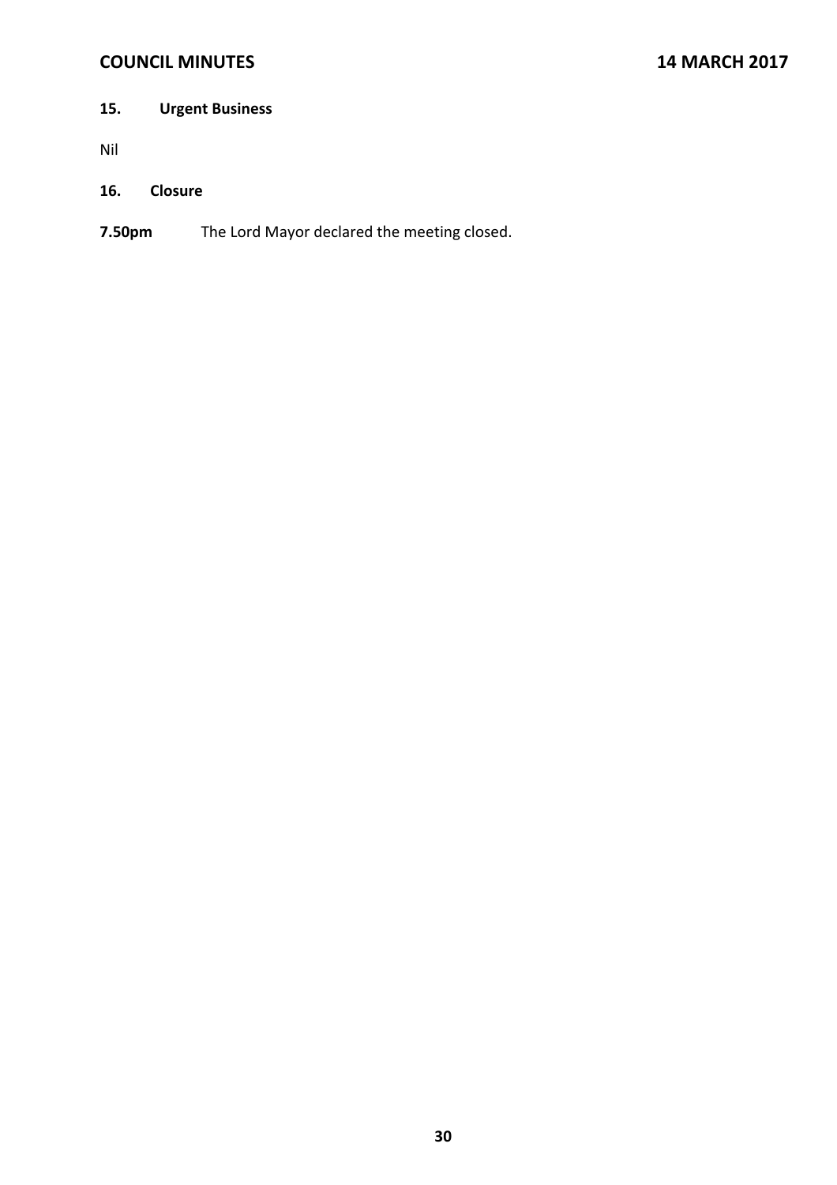## 15. Urgent Business

Nil

## 16. Closure

**7.50pm** The Lord Mayor declared the meeting closed.